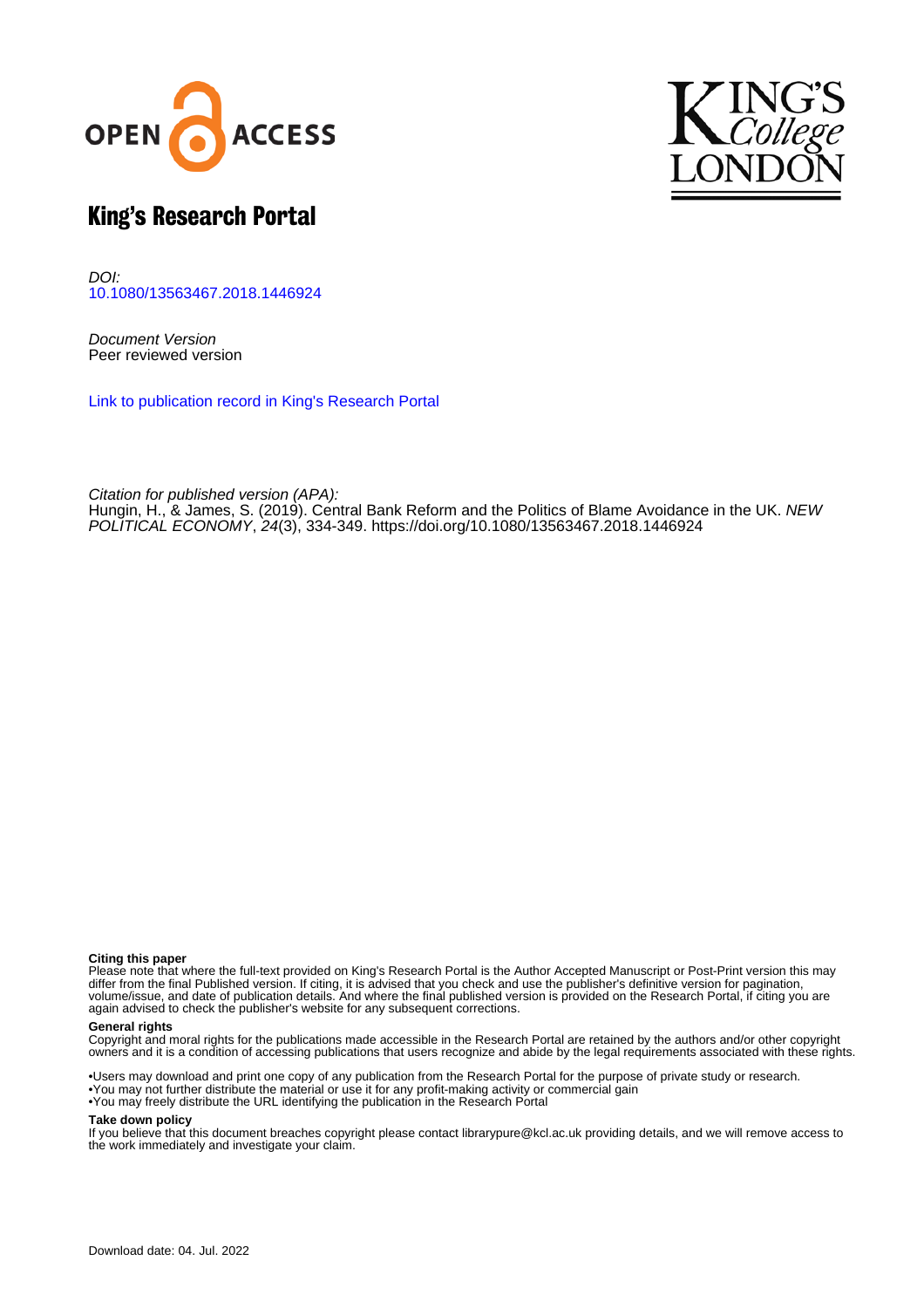OPEN ACCESS

King's College London

# King's Research Portal

*DOI:*
10.1080/13563467.2018.1446924

*Document Version*
Peer reviewed version

Link to publication record in King's Research Portal

*Citation for published version (APA):*
Hungin, H., & James, S. (2019). Central Bank Reform and the Politics of Blame Avoidance in the UK. *NEW POLITICAL ECONOMY*, *24*(3), 334-349. https://doi.org/10.1080/13563467.2018.1446924

**Citing this paper**
Please note that where the full-text provided on King's Research Portal is the Author Accepted Manuscript or Post-Print version this may differ from the final Published version. If citing, it is advised that you check and use the publisher's definitive version for pagination, volume/issue, and date of publication details. And where the final published version is provided on the Research Portal, if citing you are again advised to check the publisher's website for any subsequent corrections.

**General rights**
Copyright and moral rights for the publications made accessible in the Research Portal are retained by the authors and/or other copyright owners and it is a condition of accessing publications that users recognize and abide by the legal requirements associated with these rights.

•Users may download and print one copy of any publication from the Research Portal for the purpose of private study or research.
•You may not further distribute the material or use it for any profit-making activity or commercial gain
•You may freely distribute the URL identifying the publication in the Research Portal

**Take down policy**
If you believe that this document breaches copyright please contact librarypure@kcl.ac.uk providing details, and we will remove access to the work immediately and investigate your claim.

Download date: 04. Jul. 2022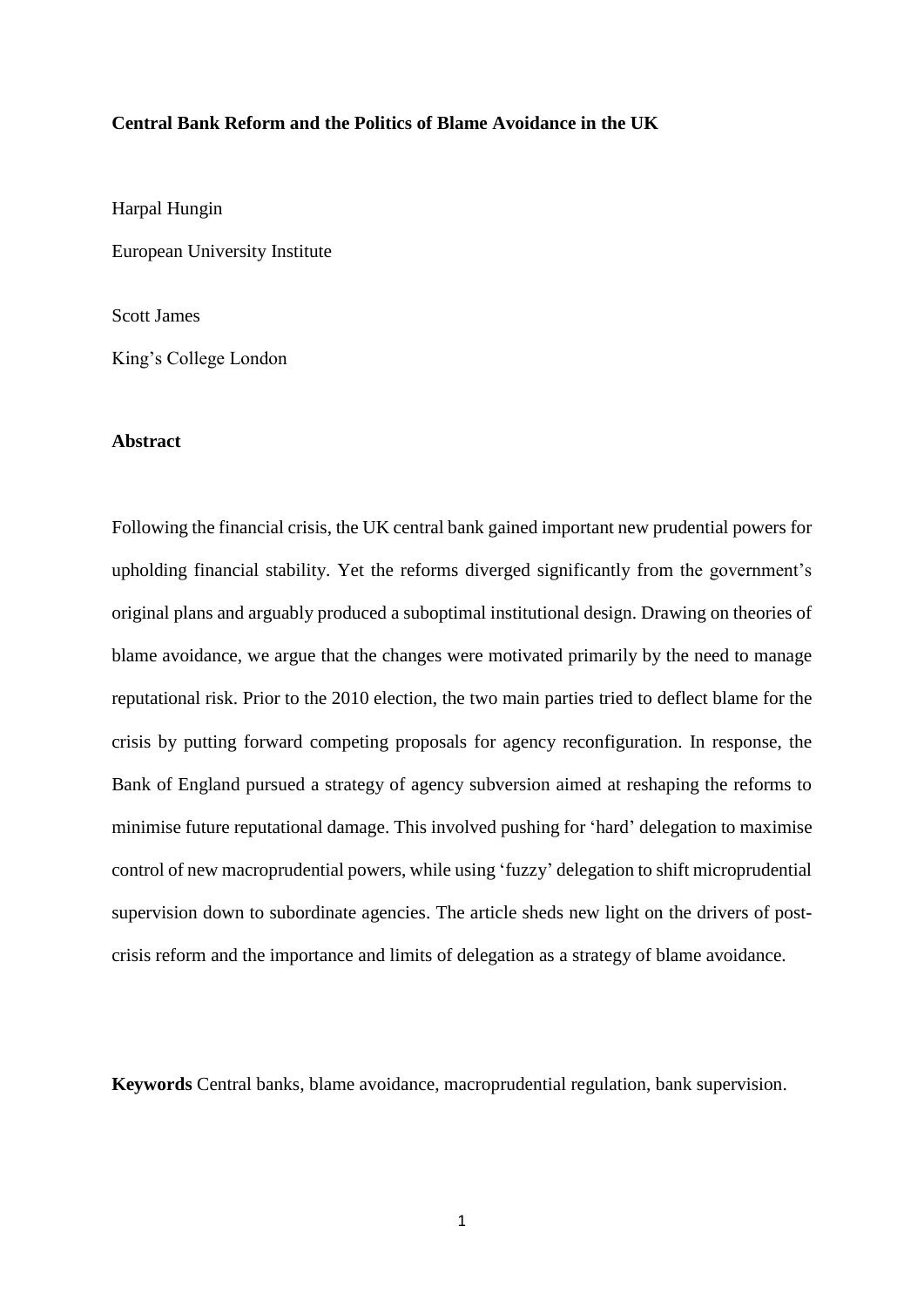**Central Bank Reform and the Politics of Blame Avoidance in the UK**

Harpal Hungin

European University Institute

Scott James

King's College London

**Abstract**

Following the financial crisis, the UK central bank gained important new prudential powers for upholding financial stability. Yet the reforms diverged significantly from the government's original plans and arguably produced a suboptimal institutional design. Drawing on theories of blame avoidance, we argue that the changes were motivated primarily by the need to manage reputational risk. Prior to the 2010 election, the two main parties tried to deflect blame for the crisis by putting forward competing proposals for agency reconfiguration. In response, the Bank of England pursued a strategy of agency subversion aimed at reshaping the reforms to minimise future reputational damage. This involved pushing for 'hard' delegation to maximise control of new macroprudential powers, while using 'fuzzy' delegation to shift microprudential supervision down to subordinate agencies. The article sheds new light on the drivers of post-crisis reform and the importance and limits of delegation as a strategy of blame avoidance.

**Keywords** Central banks, blame avoidance, macroprudential regulation, bank supervision.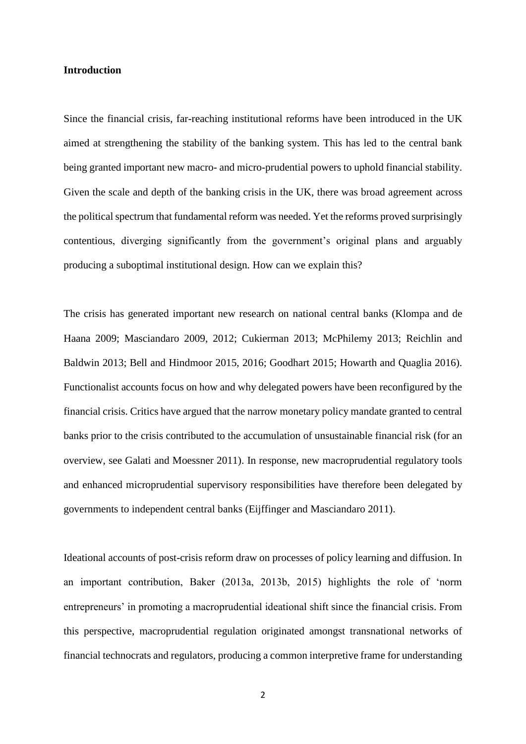**Introduction**

Since the financial crisis, far-reaching institutional reforms have been introduced in the UK aimed at strengthening the stability of the banking system. This has led to the central bank being granted important new macro- and micro-prudential powers to uphold financial stability. Given the scale and depth of the banking crisis in the UK, there was broad agreement across the political spectrum that fundamental reform was needed. Yet the reforms proved surprisingly contentious, diverging significantly from the government's original plans and arguably producing a suboptimal institutional design. How can we explain this?

The crisis has generated important new research on national central banks (Klompa and de Haana 2009; Masciandaro 2009, 2012; Cukierman 2013; McPhilemy 2013; Reichlin and Baldwin 2013; Bell and Hindmoor 2015, 2016; Goodhart 2015; Howarth and Quaglia 2016). Functionalist accounts focus on how and why delegated powers have been reconfigured by the financial crisis. Critics have argued that the narrow monetary policy mandate granted to central banks prior to the crisis contributed to the accumulation of unsustainable financial risk (for an overview, see Galati and Moessner 2011). In response, new macroprudential regulatory tools and enhanced microprudential supervisory responsibilities have therefore been delegated by governments to independent central banks (Eijffinger and Masciandaro 2011).

Ideational accounts of post-crisis reform draw on processes of policy learning and diffusion. In an important contribution, Baker (2013a, 2013b, 2015) highlights the role of 'norm entrepreneurs' in promoting a macroprudential ideational shift since the financial crisis. From this perspective, macroprudential regulation originated amongst transnational networks of financial technocrats and regulators, producing a common interpretive frame for understanding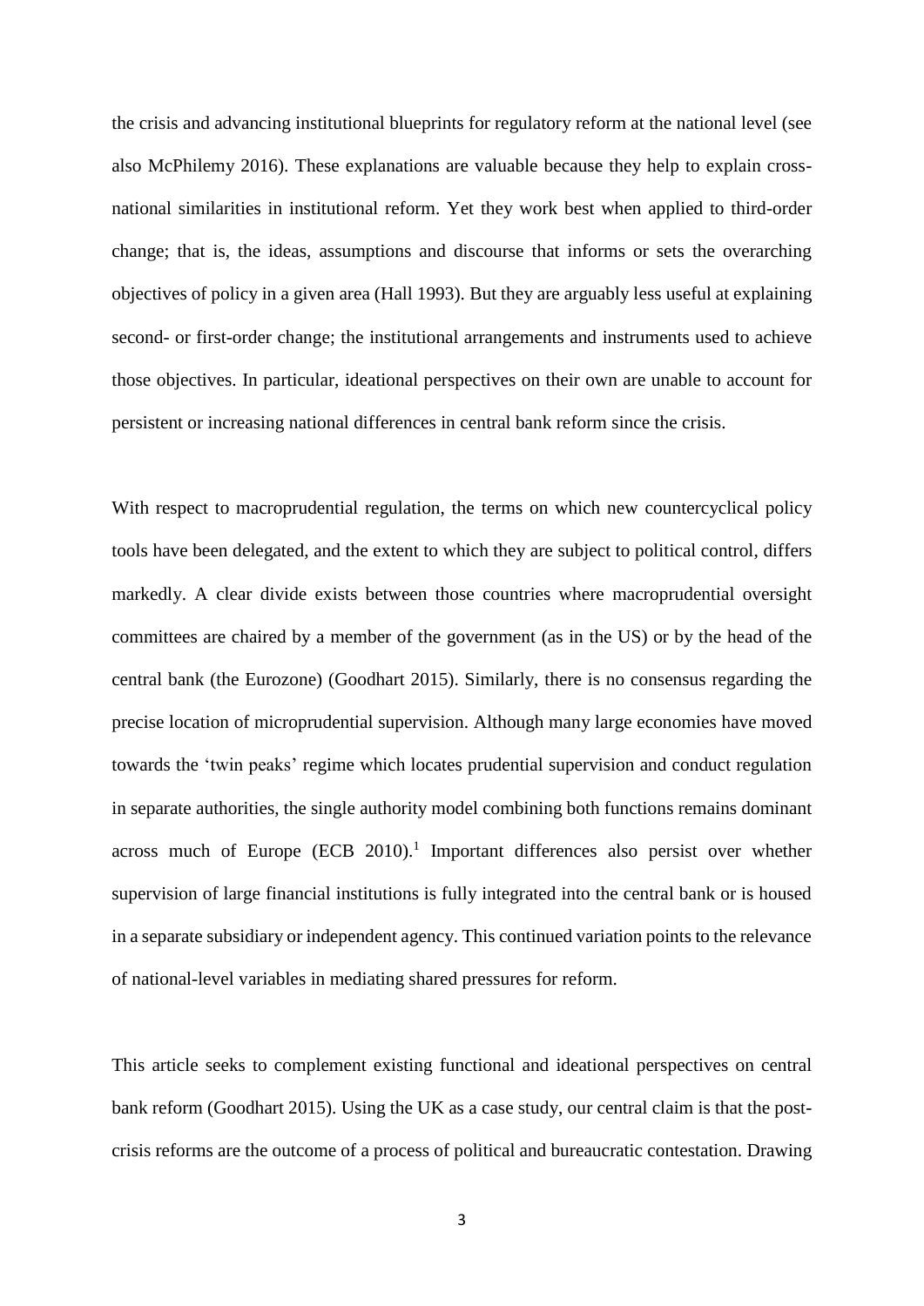the crisis and advancing institutional blueprints for regulatory reform at the national level (see also McPhilemy 2016). These explanations are valuable because they help to explain cross-national similarities in institutional reform. Yet they work best when applied to third-order change; that is, the ideas, assumptions and discourse that informs or sets the overarching objectives of policy in a given area (Hall 1993). But they are arguably less useful at explaining second- or first-order change; the institutional arrangements and instruments used to achieve those objectives. In particular, ideational perspectives on their own are unable to account for persistent or increasing national differences in central bank reform since the crisis.

With respect to macroprudential regulation, the terms on which new countercyclical policy tools have been delegated, and the extent to which they are subject to political control, differs markedly. A clear divide exists between those countries where macroprudential oversight committees are chaired by a member of the government (as in the US) or by the head of the central bank (the Eurozone) (Goodhart 2015). Similarly, there is no consensus regarding the precise location of microprudential supervision. Although many large economies have moved towards the 'twin peaks' regime which locates prudential supervision and conduct regulation in separate authorities, the single authority model combining both functions remains dominant across much of Europe (ECB 2010).[1] Important differences also persist over whether supervision of large financial institutions is fully integrated into the central bank or is housed in a separate subsidiary or independent agency. This continued variation points to the relevance of national-level variables in mediating shared pressures for reform.

This article seeks to complement existing functional and ideational perspectives on central bank reform (Goodhart 2015). Using the UK as a case study, our central claim is that the post-crisis reforms are the outcome of a process of political and bureaucratic contestation. Drawing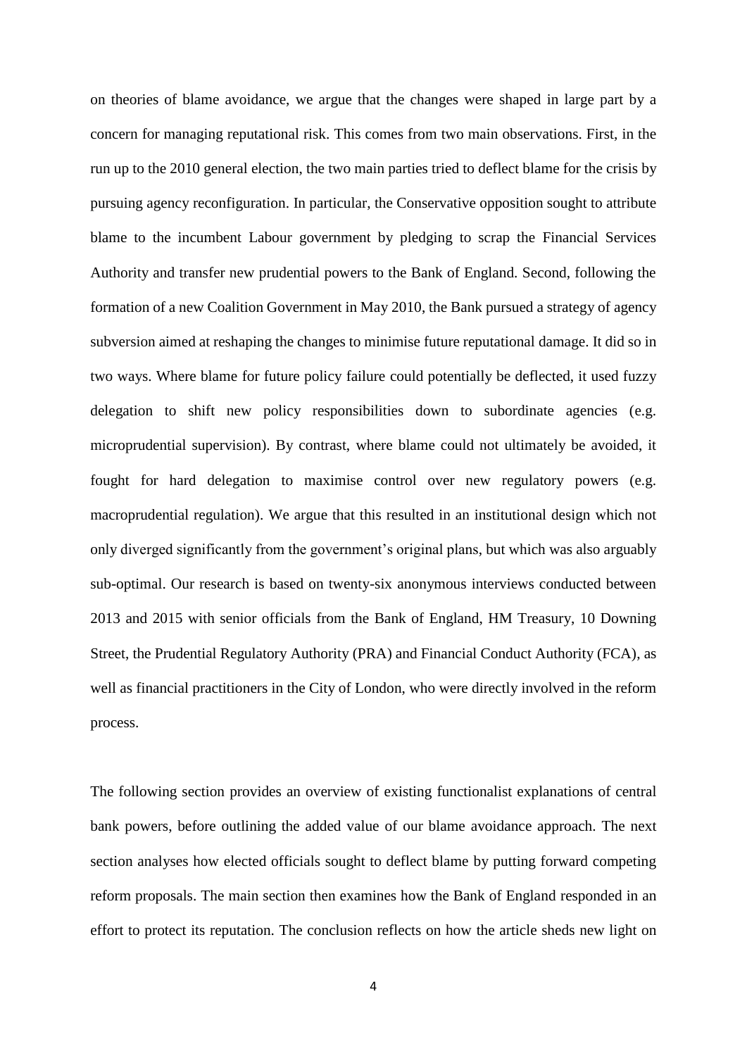on theories of blame avoidance, we argue that the changes were shaped in large part by a concern for managing reputational risk. This comes from two main observations. First, in the run up to the 2010 general election, the two main parties tried to deflect blame for the crisis by pursuing agency reconfiguration. In particular, the Conservative opposition sought to attribute blame to the incumbent Labour government by pledging to scrap the Financial Services Authority and transfer new prudential powers to the Bank of England. Second, following the formation of a new Coalition Government in May 2010, the Bank pursued a strategy of agency subversion aimed at reshaping the changes to minimise future reputational damage. It did so in two ways. Where blame for future policy failure could potentially be deflected, it used fuzzy delegation to shift new policy responsibilities down to subordinate agencies (e.g. microprudential supervision). By contrast, where blame could not ultimately be avoided, it fought for hard delegation to maximise control over new regulatory powers (e.g. macroprudential regulation). We argue that this resulted in an institutional design which not only diverged significantly from the government's original plans, but which was also arguably sub-optimal. Our research is based on twenty-six anonymous interviews conducted between 2013 and 2015 with senior officials from the Bank of England, HM Treasury, 10 Downing Street, the Prudential Regulatory Authority (PRA) and Financial Conduct Authority (FCA), as well as financial practitioners in the City of London, who were directly involved in the reform process.

The following section provides an overview of existing functionalist explanations of central bank powers, before outlining the added value of our blame avoidance approach. The next section analyses how elected officials sought to deflect blame by putting forward competing reform proposals. The main section then examines how the Bank of England responded in an effort to protect its reputation. The conclusion reflects on how the article sheds new light on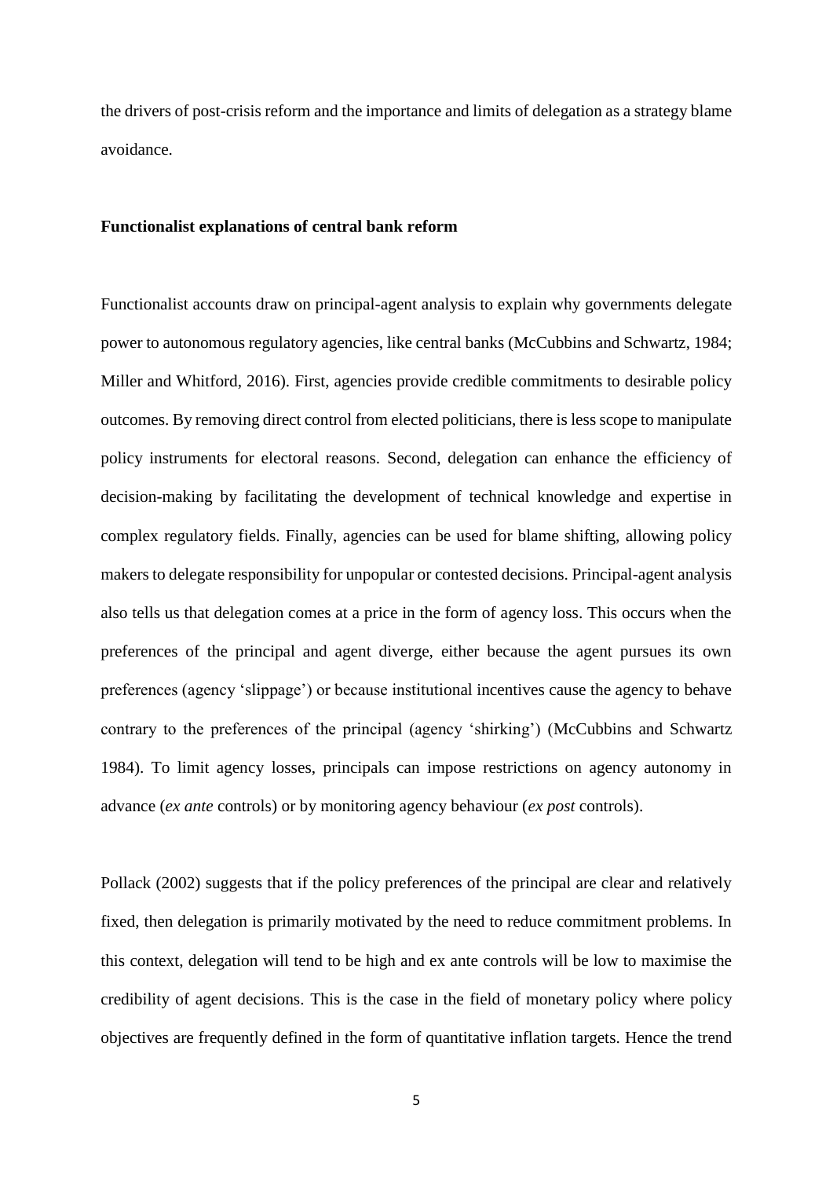the drivers of post-crisis reform and the importance and limits of delegation as a strategy blame avoidance.

**Functionalist explanations of central bank reform**

Functionalist accounts draw on principal-agent analysis to explain why governments delegate power to autonomous regulatory agencies, like central banks (McCubbins and Schwartz, 1984; Miller and Whitford, 2016). First, agencies provide credible commitments to desirable policy outcomes. By removing direct control from elected politicians, there is less scope to manipulate policy instruments for electoral reasons. Second, delegation can enhance the efficiency of decision-making by facilitating the development of technical knowledge and expertise in complex regulatory fields. Finally, agencies can be used for blame shifting, allowing policy makers to delegate responsibility for unpopular or contested decisions. Principal-agent analysis also tells us that delegation comes at a price in the form of agency loss. This occurs when the preferences of the principal and agent diverge, either because the agent pursues its own preferences (agency 'slippage') or because institutional incentives cause the agency to behave contrary to the preferences of the principal (agency 'shirking') (McCubbins and Schwartz 1984). To limit agency losses, principals can impose restrictions on agency autonomy in advance (*ex ante* controls) or by monitoring agency behaviour (*ex post* controls).

Pollack (2002) suggests that if the policy preferences of the principal are clear and relatively fixed, then delegation is primarily motivated by the need to reduce commitment problems. In this context, delegation will tend to be high and ex ante controls will be low to maximise the credibility of agent decisions. This is the case in the field of monetary policy where policy objectives are frequently defined in the form of quantitative inflation targets. Hence the trend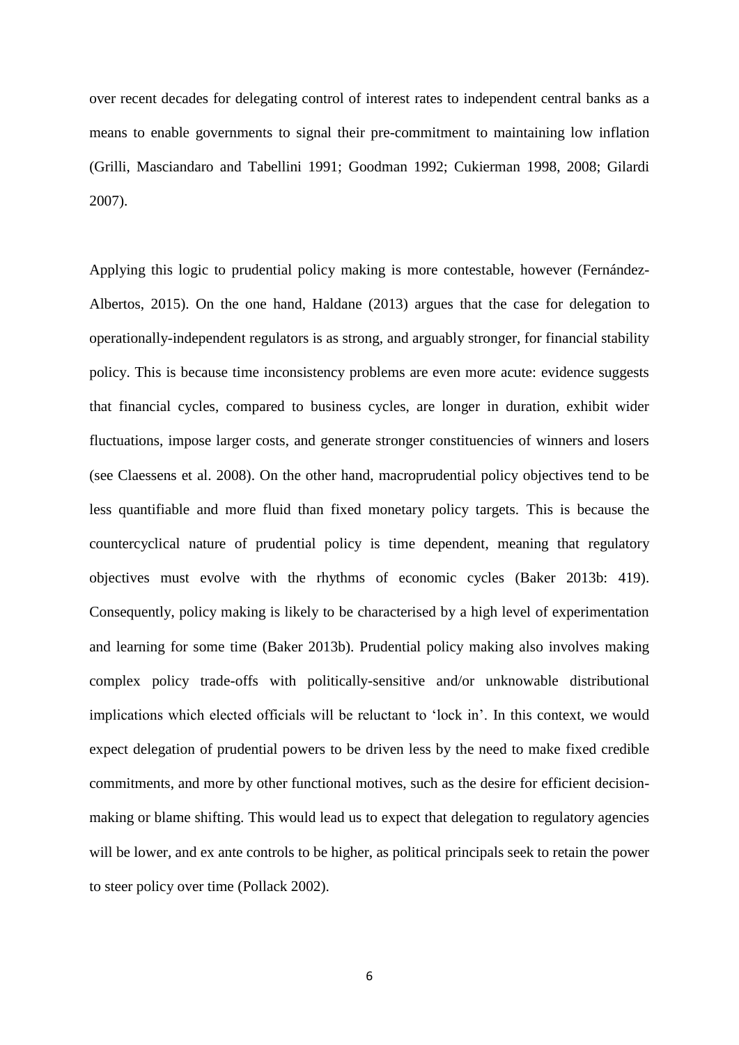over recent decades for delegating control of interest rates to independent central banks as a means to enable governments to signal their pre-commitment to maintaining low inflation (Grilli, Masciandaro and Tabellini 1991; Goodman 1992; Cukierman 1998, 2008; Gilardi 2007).

Applying this logic to prudential policy making is more contestable, however (Fernández-Albertos, 2015). On the one hand, Haldane (2013) argues that the case for delegation to operationally-independent regulators is as strong, and arguably stronger, for financial stability policy. This is because time inconsistency problems are even more acute: evidence suggests that financial cycles, compared to business cycles, are longer in duration, exhibit wider fluctuations, impose larger costs, and generate stronger constituencies of winners and losers (see Claessens et al. 2008). On the other hand, macroprudential policy objectives tend to be less quantifiable and more fluid than fixed monetary policy targets. This is because the countercyclical nature of prudential policy is time dependent, meaning that regulatory objectives must evolve with the rhythms of economic cycles (Baker 2013b: 419). Consequently, policy making is likely to be characterised by a high level of experimentation and learning for some time (Baker 2013b). Prudential policy making also involves making complex policy trade-offs with politically-sensitive and/or unknowable distributional implications which elected officials will be reluctant to 'lock in'. In this context, we would expect delegation of prudential powers to be driven less by the need to make fixed credible commitments, and more by other functional motives, such as the desire for efficient decision-making or blame shifting. This would lead us to expect that delegation to regulatory agencies will be lower, and ex ante controls to be higher, as political principals seek to retain the power to steer policy over time (Pollack 2002).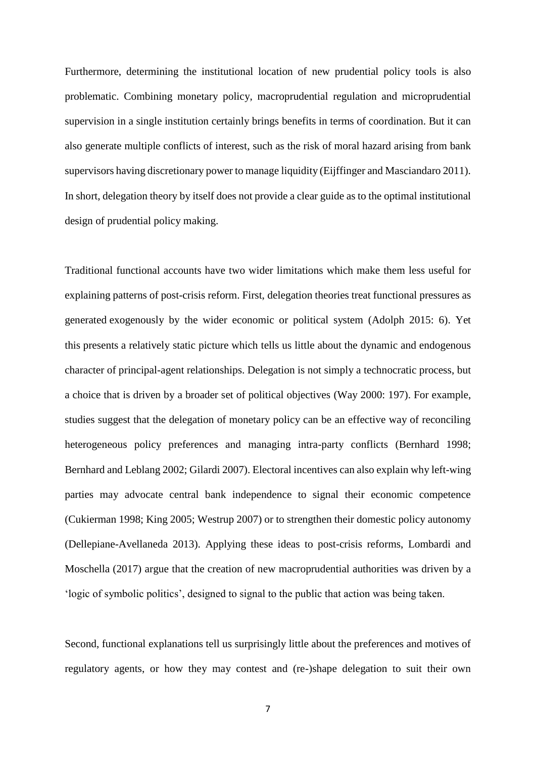Furthermore, determining the institutional location of new prudential policy tools is also problematic. Combining monetary policy, macroprudential regulation and microprudential supervision in a single institution certainly brings benefits in terms of coordination. But it can also generate multiple conflicts of interest, such as the risk of moral hazard arising from bank supervisors having discretionary power to manage liquidity (Eijffinger and Masciandaro 2011). In short, delegation theory by itself does not provide a clear guide as to the optimal institutional design of prudential policy making.

Traditional functional accounts have two wider limitations which make them less useful for explaining patterns of post-crisis reform. First, delegation theories treat functional pressures as generated exogenously by the wider economic or political system (Adolph 2015: 6). Yet this presents a relatively static picture which tells us little about the dynamic and endogenous character of principal-agent relationships. Delegation is not simply a technocratic process, but a choice that is driven by a broader set of political objectives (Way 2000: 197). For example, studies suggest that the delegation of monetary policy can be an effective way of reconciling heterogeneous policy preferences and managing intra-party conflicts (Bernhard 1998; Bernhard and Leblang 2002; Gilardi 2007). Electoral incentives can also explain why left-wing parties may advocate central bank independence to signal their economic competence (Cukierman 1998; King 2005; Westrup 2007) or to strengthen their domestic policy autonomy (Dellepiane-Avellaneda 2013). Applying these ideas to post-crisis reforms, Lombardi and Moschella (2017) argue that the creation of new macroprudential authorities was driven by a 'logic of symbolic politics', designed to signal to the public that action was being taken.

Second, functional explanations tell us surprisingly little about the preferences and motives of regulatory agents, or how they may contest and (re-)shape delegation to suit their own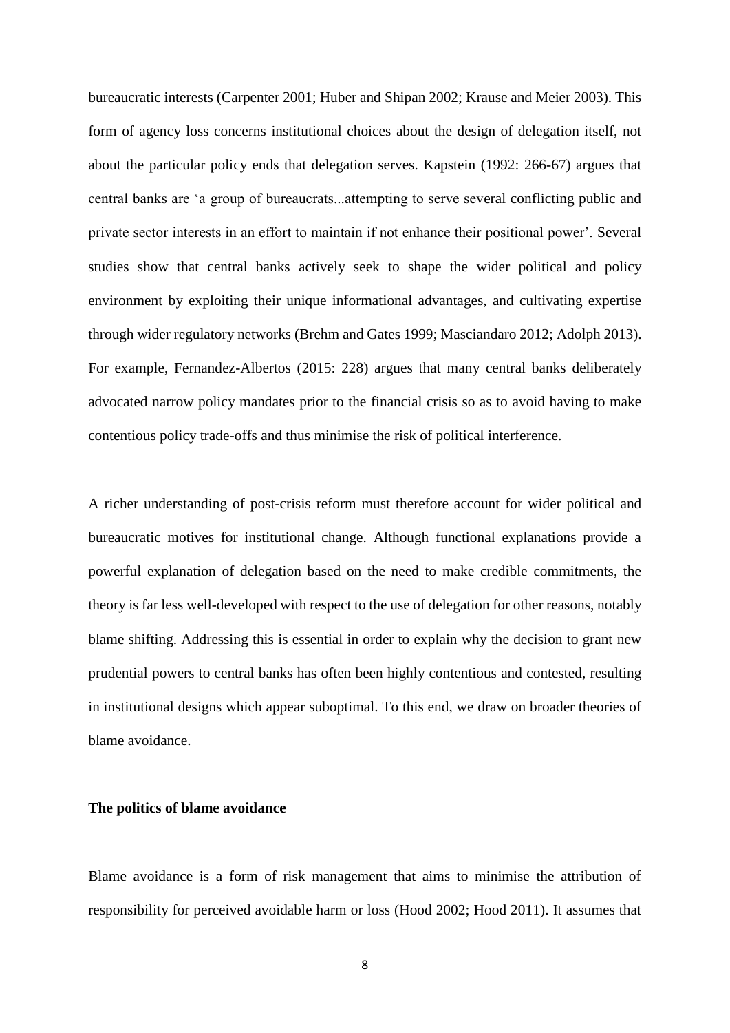bureaucratic interests (Carpenter 2001; Huber and Shipan 2002; Krause and Meier 2003). This form of agency loss concerns institutional choices about the design of delegation itself, not about the particular policy ends that delegation serves. Kapstein (1992: 266-67) argues that central banks are 'a group of bureaucrats...attempting to serve several conflicting public and private sector interests in an effort to maintain if not enhance their positional power'. Several studies show that central banks actively seek to shape the wider political and policy environment by exploiting their unique informational advantages, and cultivating expertise through wider regulatory networks (Brehm and Gates 1999; Masciandaro 2012; Adolph 2013). For example, Fernandez-Albertos (2015: 228) argues that many central banks deliberately advocated narrow policy mandates prior to the financial crisis so as to avoid having to make contentious policy trade-offs and thus minimise the risk of political interference.

A richer understanding of post-crisis reform must therefore account for wider political and bureaucratic motives for institutional change. Although functional explanations provide a powerful explanation of delegation based on the need to make credible commitments, the theory is far less well-developed with respect to the use of delegation for other reasons, notably blame shifting. Addressing this is essential in order to explain why the decision to grant new prudential powers to central banks has often been highly contentious and contested, resulting in institutional designs which appear suboptimal. To this end, we draw on broader theories of blame avoidance.

**The politics of blame avoidance**

Blame avoidance is a form of risk management that aims to minimise the attribution of responsibility for perceived avoidable harm or loss (Hood 2002; Hood 2011). It assumes that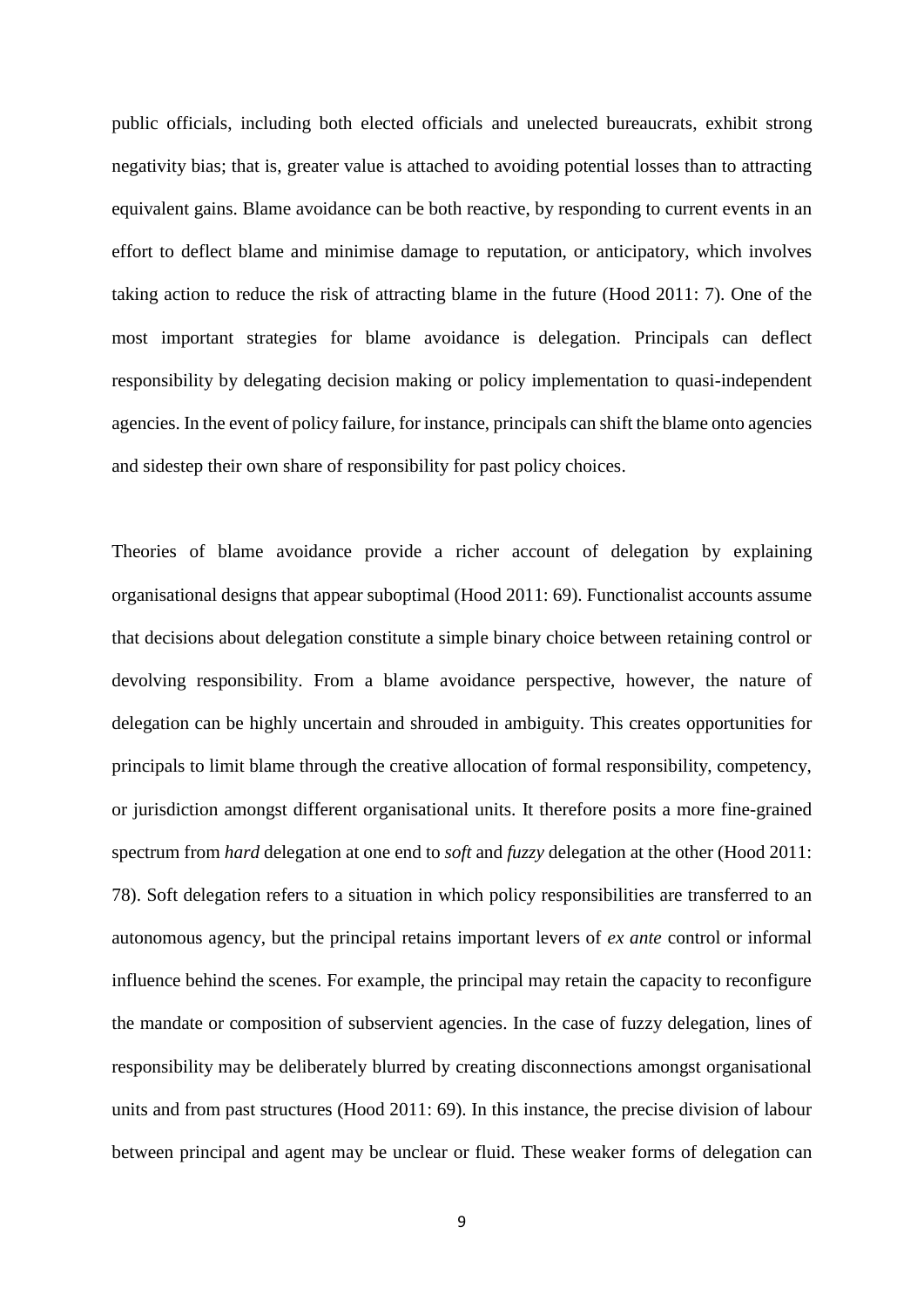public officials, including both elected officials and unelected bureaucrats, exhibit strong negativity bias; that is, greater value is attached to avoiding potential losses than to attracting equivalent gains. Blame avoidance can be both reactive, by responding to current events in an effort to deflect blame and minimise damage to reputation, or anticipatory, which involves taking action to reduce the risk of attracting blame in the future (Hood 2011: 7). One of the most important strategies for blame avoidance is delegation. Principals can deflect responsibility by delegating decision making or policy implementation to quasi-independent agencies. In the event of policy failure, for instance, principals can shift the blame onto agencies and sidestep their own share of responsibility for past policy choices.

Theories of blame avoidance provide a richer account of delegation by explaining organisational designs that appear suboptimal (Hood 2011: 69). Functionalist accounts assume that decisions about delegation constitute a simple binary choice between retaining control or devolving responsibility. From a blame avoidance perspective, however, the nature of delegation can be highly uncertain and shrouded in ambiguity. This creates opportunities for principals to limit blame through the creative allocation of formal responsibility, competency, or jurisdiction amongst different organisational units. It therefore posits a more fine-grained spectrum from *hard* delegation at one end to *soft* and *fuzzy* delegation at the other (Hood 2011: 78). Soft delegation refers to a situation in which policy responsibilities are transferred to an autonomous agency, but the principal retains important levers of *ex ante* control or informal influence behind the scenes. For example, the principal may retain the capacity to reconfigure the mandate or composition of subservient agencies. In the case of fuzzy delegation, lines of responsibility may be deliberately blurred by creating disconnections amongst organisational units and from past structures (Hood 2011: 69). In this instance, the precise division of labour between principal and agent may be unclear or fluid. These weaker forms of delegation can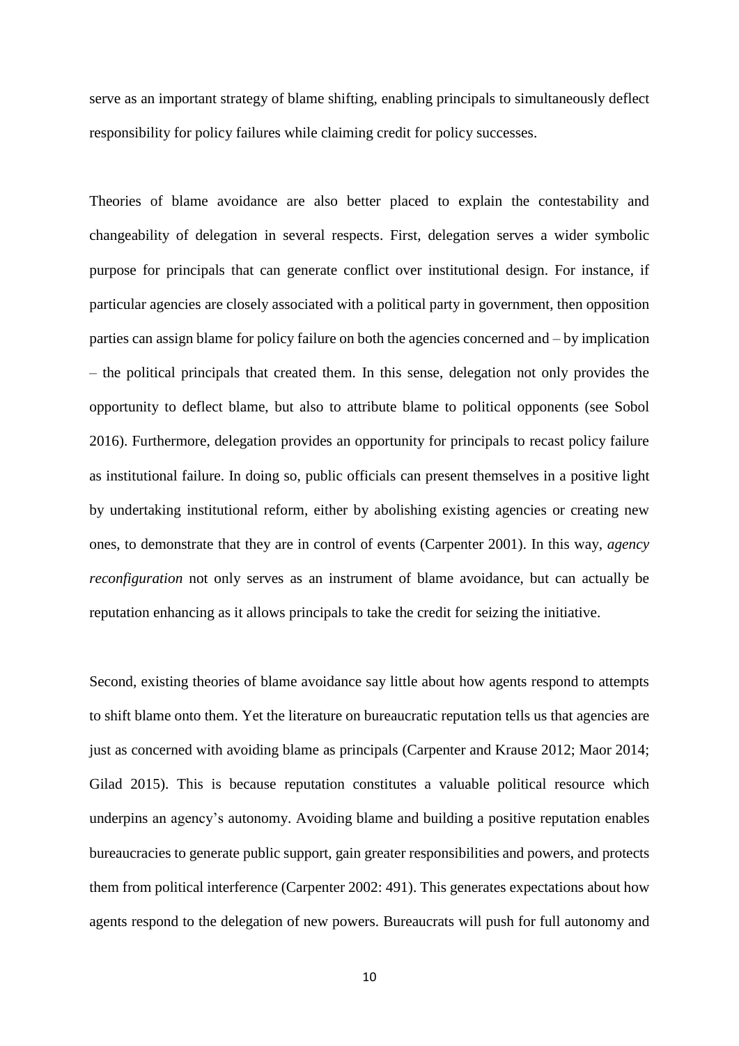serve as an important strategy of blame shifting, enabling principals to simultaneously deflect responsibility for policy failures while claiming credit for policy successes.

Theories of blame avoidance are also better placed to explain the contestability and changeability of delegation in several respects. First, delegation serves a wider symbolic purpose for principals that can generate conflict over institutional design. For instance, if particular agencies are closely associated with a political party in government, then opposition parties can assign blame for policy failure on both the agencies concerned and – by implication – the political principals that created them. In this sense, delegation not only provides the opportunity to deflect blame, but also to attribute blame to political opponents (see Sobol 2016). Furthermore, delegation provides an opportunity for principals to recast policy failure as institutional failure. In doing so, public officials can present themselves in a positive light by undertaking institutional reform, either by abolishing existing agencies or creating new ones, to demonstrate that they are in control of events (Carpenter 2001). In this way, *agency reconfiguration* not only serves as an instrument of blame avoidance, but can actually be reputation enhancing as it allows principals to take the credit for seizing the initiative.

Second, existing theories of blame avoidance say little about how agents respond to attempts to shift blame onto them. Yet the literature on bureaucratic reputation tells us that agencies are just as concerned with avoiding blame as principals (Carpenter and Krause 2012; Maor 2014; Gilad 2015). This is because reputation constitutes a valuable political resource which underpins an agency's autonomy. Avoiding blame and building a positive reputation enables bureaucracies to generate public support, gain greater responsibilities and powers, and protects them from political interference (Carpenter 2002: 491). This generates expectations about how agents respond to the delegation of new powers. Bureaucrats will push for full autonomy and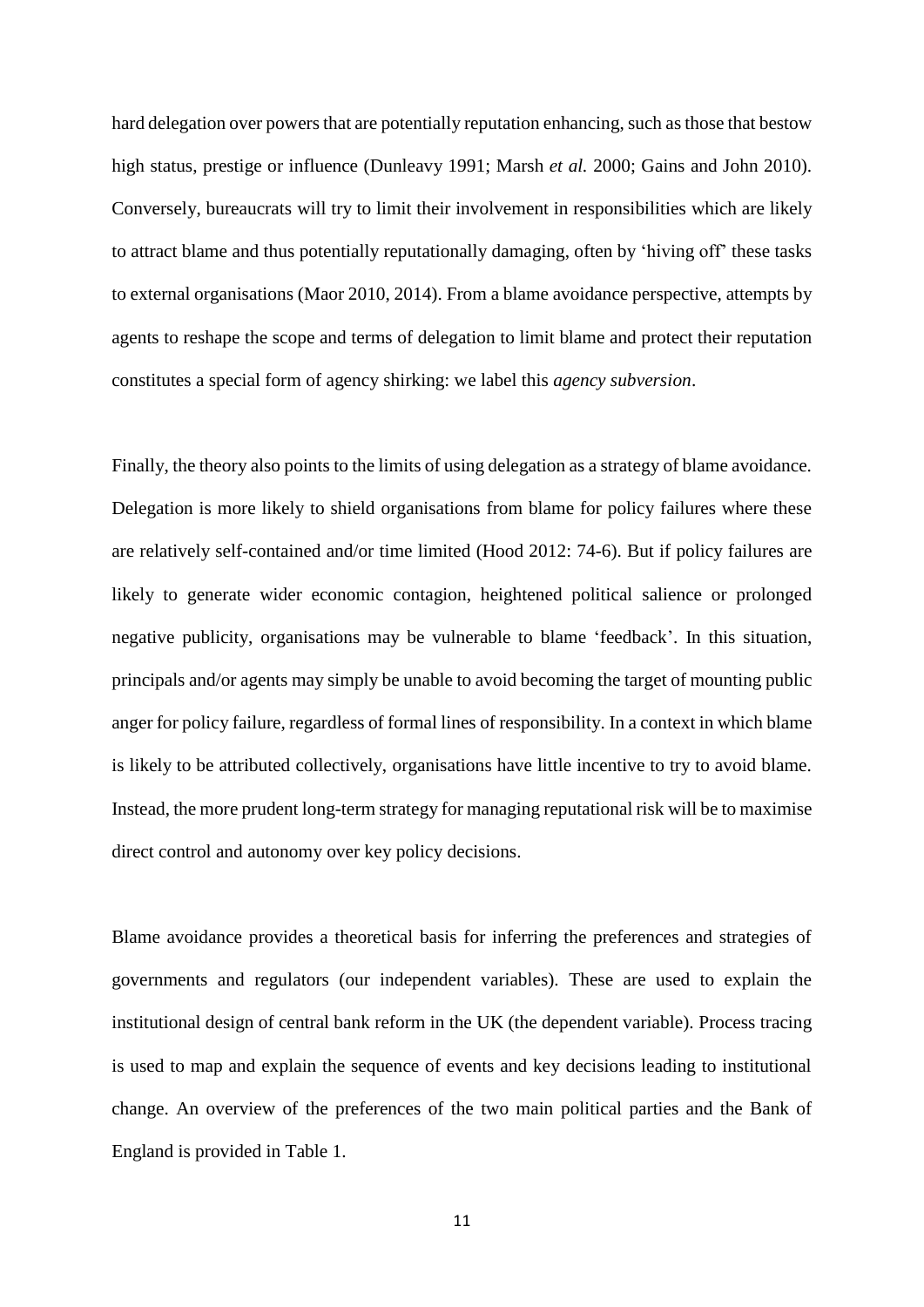hard delegation over powers that are potentially reputation enhancing, such as those that bestow high status, prestige or influence (Dunleavy 1991; Marsh *et al.* 2000; Gains and John 2010). Conversely, bureaucrats will try to limit their involvement in responsibilities which are likely to attract blame and thus potentially reputationally damaging, often by 'hiving off' these tasks to external organisations (Maor 2010, 2014). From a blame avoidance perspective, attempts by agents to reshape the scope and terms of delegation to limit blame and protect their reputation constitutes a special form of agency shirking: we label this *agency subversion*.

Finally, the theory also points to the limits of using delegation as a strategy of blame avoidance. Delegation is more likely to shield organisations from blame for policy failures where these are relatively self-contained and/or time limited (Hood 2012: 74-6). But if policy failures are likely to generate wider economic contagion, heightened political salience or prolonged negative publicity, organisations may be vulnerable to blame 'feedback'. In this situation, principals and/or agents may simply be unable to avoid becoming the target of mounting public anger for policy failure, regardless of formal lines of responsibility. In a context in which blame is likely to be attributed collectively, organisations have little incentive to try to avoid blame. Instead, the more prudent long-term strategy for managing reputational risk will be to maximise direct control and autonomy over key policy decisions.

Blame avoidance provides a theoretical basis for inferring the preferences and strategies of governments and regulators (our independent variables). These are used to explain the institutional design of central bank reform in the UK (the dependent variable). Process tracing is used to map and explain the sequence of events and key decisions leading to institutional change. An overview of the preferences of the two main political parties and the Bank of England is provided in Table 1.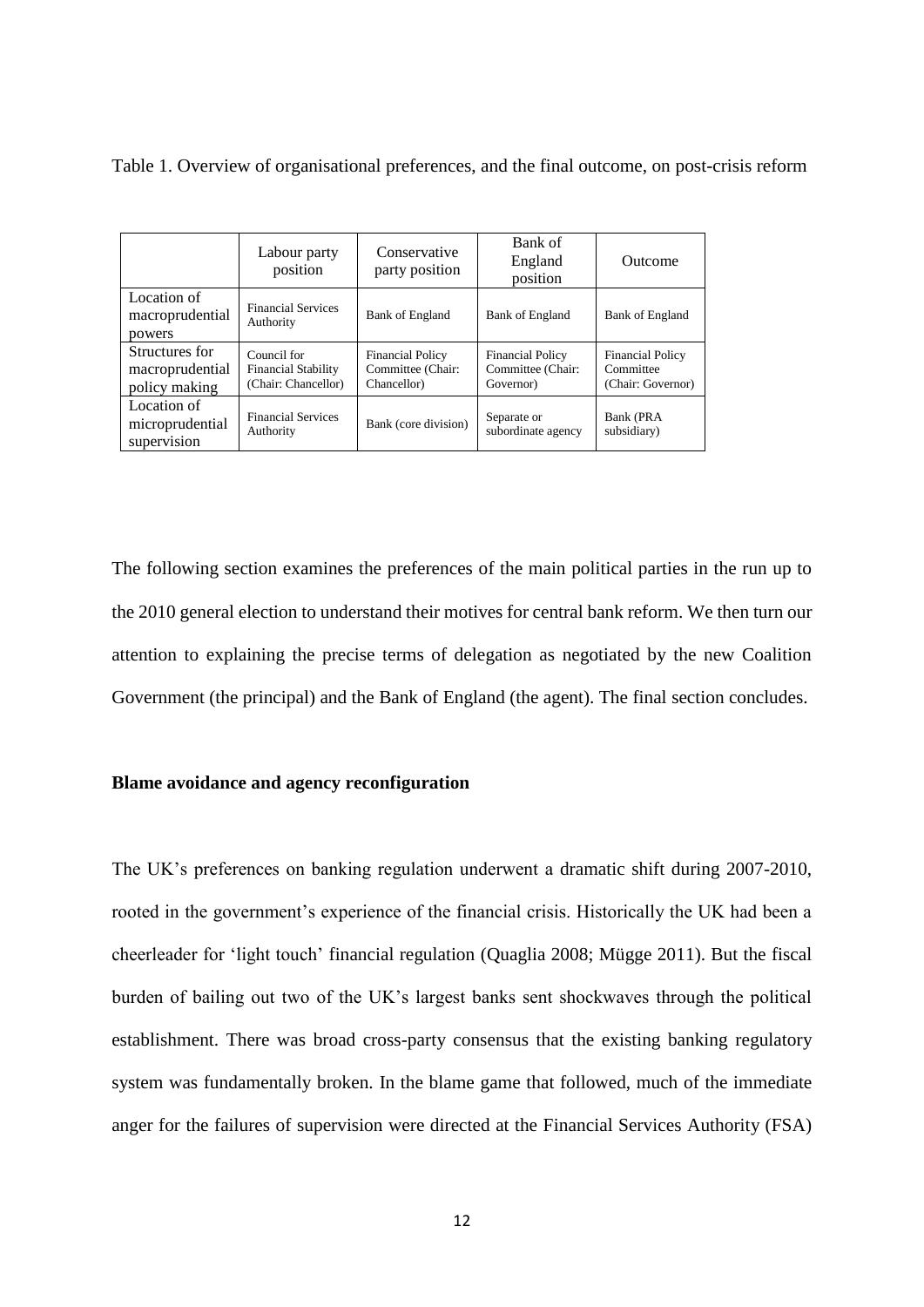Table 1. Overview of organisational preferences, and the final outcome, on post-crisis reform

| | Labour party position | Conservative party position | Bank of England position | Outcome |
|---|---|---|---|---|
| Location of macroprudential powers | Financial Services Authority | Bank of England | Bank of England | Bank of England |
| Structures for macroprudential policy making | Council for Financial Stability (Chair: Chancellor) | Financial Policy Committee (Chair: Chancellor) | Financial Policy Committee (Chair: Governor) | Financial Policy Committee (Chair: Governor) |
| Location of microprudential supervision | Financial Services Authority | Bank (core division) | Separate or subordinate agency | Bank (PRA subsidiary) |

The following section examines the preferences of the main political parties in the run up to the 2010 general election to understand their motives for central bank reform. We then turn our attention to explaining the precise terms of delegation as negotiated by the new Coalition Government (the principal) and the Bank of England (the agent). The final section concludes.

**Blame avoidance and agency reconfiguration**

The UK's preferences on banking regulation underwent a dramatic shift during 2007-2010, rooted in the government's experience of the financial crisis. Historically the UK had been a cheerleader for 'light touch' financial regulation (Quaglia 2008; Mügge 2011). But the fiscal burden of bailing out two of the UK's largest banks sent shockwaves through the political establishment. There was broad cross-party consensus that the existing banking regulatory system was fundamentally broken. In the blame game that followed, much of the immediate anger for the failures of supervision were directed at the Financial Services Authority (FSA)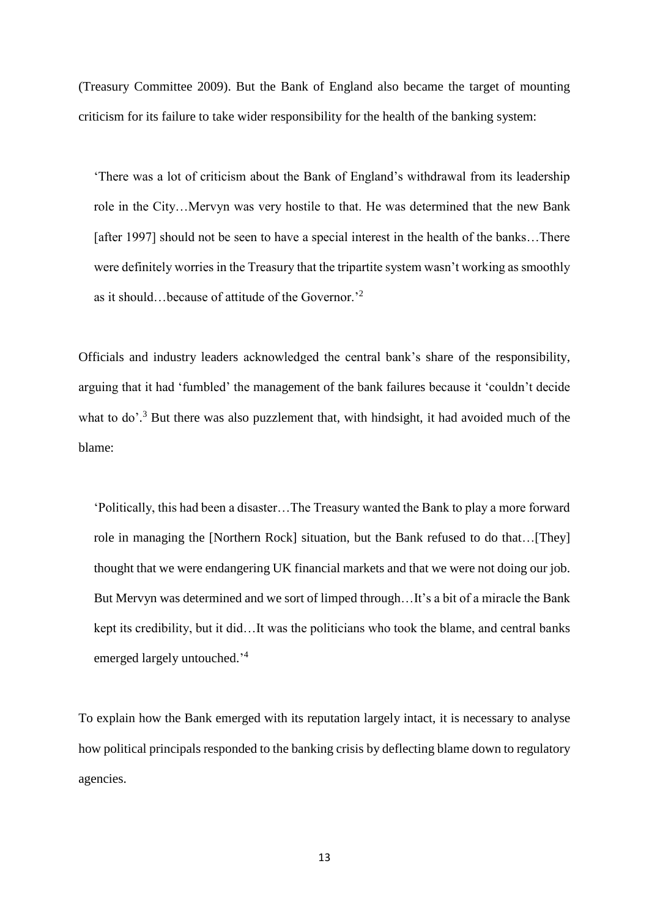(Treasury Committee 2009). But the Bank of England also became the target of mounting criticism for its failure to take wider responsibility for the health of the banking system:

> 'There was a lot of criticism about the Bank of England's withdrawal from its leadership role in the City…Mervyn was very hostile to that. He was determined that the new Bank [after 1997] should not be seen to have a special interest in the health of the banks…There were definitely worries in the Treasury that the tripartite system wasn't working as smoothly as it should…because of attitude of the Governor.'[2]

Officials and industry leaders acknowledged the central bank's share of the responsibility, arguing that it had 'fumbled' the management of the bank failures because it 'couldn't decide what to do'.[3] But there was also puzzlement that, with hindsight, it had avoided much of the blame:

> 'Politically, this had been a disaster…The Treasury wanted the Bank to play a more forward role in managing the [Northern Rock] situation, but the Bank refused to do that…[They] thought that we were endangering UK financial markets and that we were not doing our job. But Mervyn was determined and we sort of limped through…It's a bit of a miracle the Bank kept its credibility, but it did…It was the politicians who took the blame, and central banks emerged largely untouched.'[4]

To explain how the Bank emerged with its reputation largely intact, it is necessary to analyse how political principals responded to the banking crisis by deflecting blame down to regulatory agencies.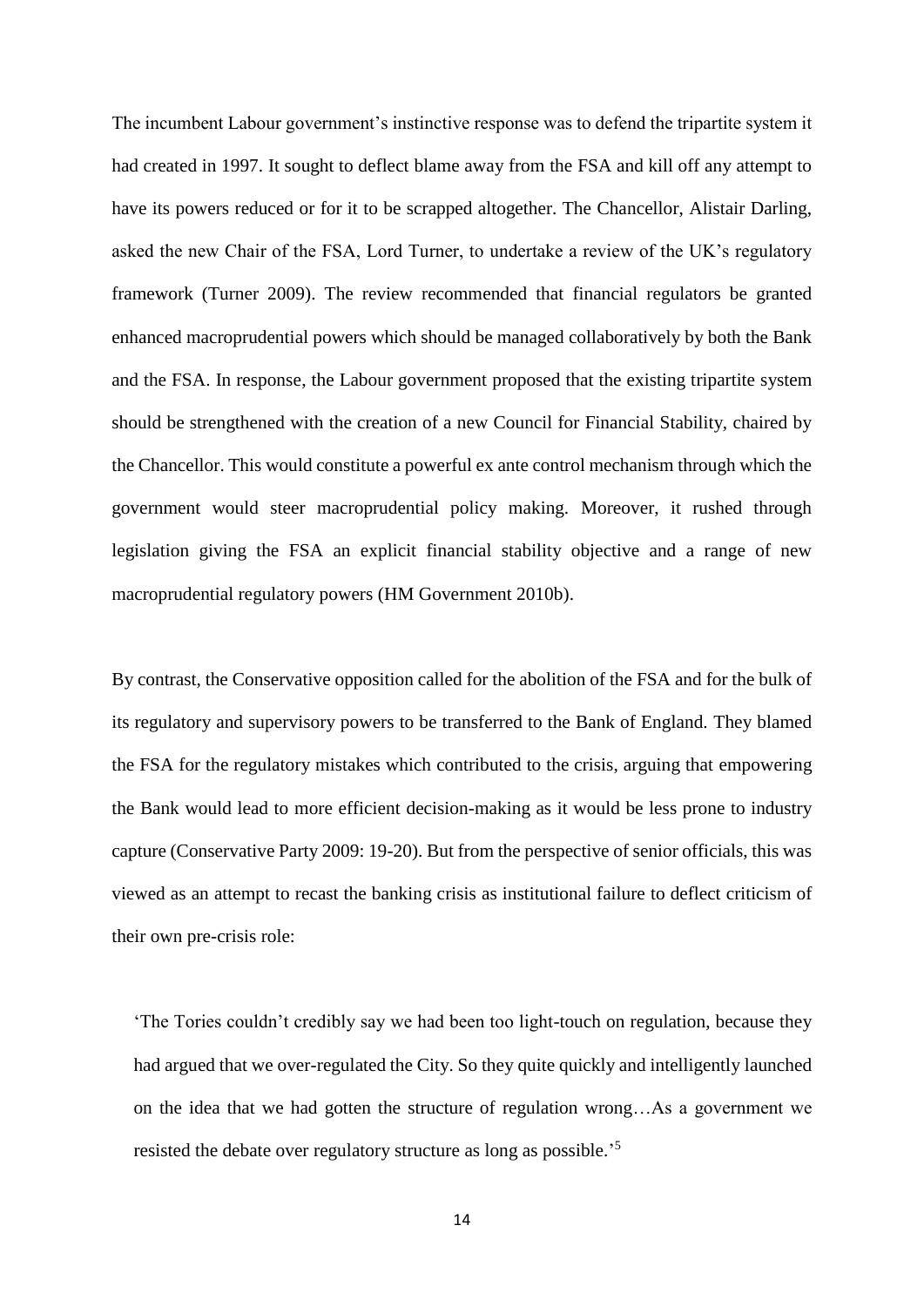The incumbent Labour government's instinctive response was to defend the tripartite system it had created in 1997. It sought to deflect blame away from the FSA and kill off any attempt to have its powers reduced or for it to be scrapped altogether. The Chancellor, Alistair Darling, asked the new Chair of the FSA, Lord Turner, to undertake a review of the UK's regulatory framework (Turner 2009). The review recommended that financial regulators be granted enhanced macroprudential powers which should be managed collaboratively by both the Bank and the FSA. In response, the Labour government proposed that the existing tripartite system should be strengthened with the creation of a new Council for Financial Stability, chaired by the Chancellor. This would constitute a powerful ex ante control mechanism through which the government would steer macroprudential policy making. Moreover, it rushed through legislation giving the FSA an explicit financial stability objective and a range of new macroprudential regulatory powers (HM Government 2010b).

By contrast, the Conservative opposition called for the abolition of the FSA and for the bulk of its regulatory and supervisory powers to be transferred to the Bank of England. They blamed the FSA for the regulatory mistakes which contributed to the crisis, arguing that empowering the Bank would lead to more efficient decision-making as it would be less prone to industry capture (Conservative Party 2009: 19-20). But from the perspective of senior officials, this was viewed as an attempt to recast the banking crisis as institutional failure to deflect criticism of their own pre-crisis role:

> 'The Tories couldn't credibly say we had been too light-touch on regulation, because they had argued that we over-regulated the City. So they quite quickly and intelligently launched on the idea that we had gotten the structure of regulation wrong…As a government we resisted the debate over regulatory structure as long as possible.'[5]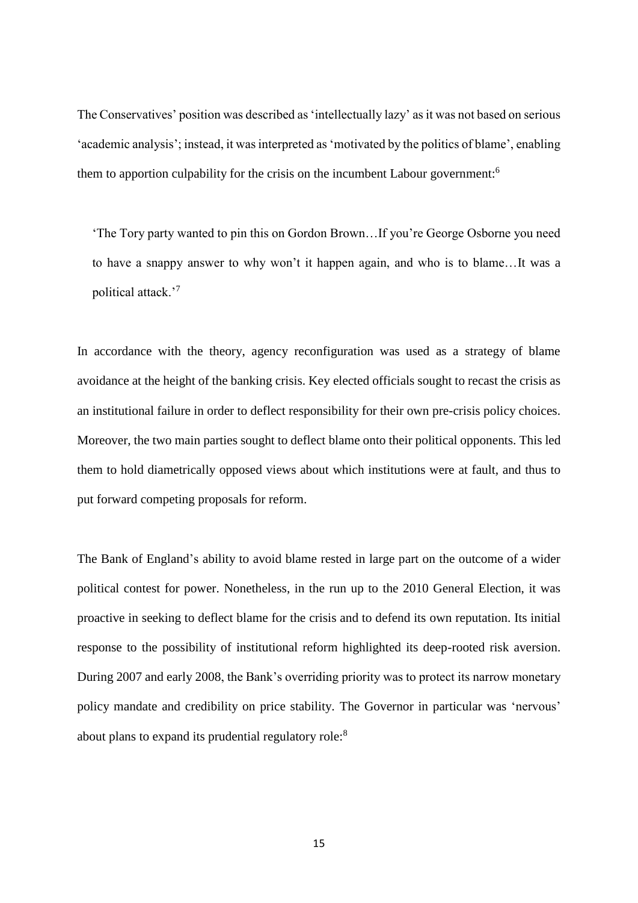The Conservatives' position was described as 'intellectually lazy' as it was not based on serious 'academic analysis'; instead, it was interpreted as 'motivated by the politics of blame', enabling them to apportion culpability for the crisis on the incumbent Labour government:[6]

> 'The Tory party wanted to pin this on Gordon Brown…If you're George Osborne you need to have a snappy answer to why won't it happen again, and who is to blame…It was a political attack.'[7]

In accordance with the theory, agency reconfiguration was used as a strategy of blame avoidance at the height of the banking crisis. Key elected officials sought to recast the crisis as an institutional failure in order to deflect responsibility for their own pre-crisis policy choices. Moreover, the two main parties sought to deflect blame onto their political opponents. This led them to hold diametrically opposed views about which institutions were at fault, and thus to put forward competing proposals for reform.

The Bank of England's ability to avoid blame rested in large part on the outcome of a wider political contest for power. Nonetheless, in the run up to the 2010 General Election, it was proactive in seeking to deflect blame for the crisis and to defend its own reputation. Its initial response to the possibility of institutional reform highlighted its deep-rooted risk aversion. During 2007 and early 2008, the Bank's overriding priority was to protect its narrow monetary policy mandate and credibility on price stability. The Governor in particular was 'nervous' about plans to expand its prudential regulatory role:[8]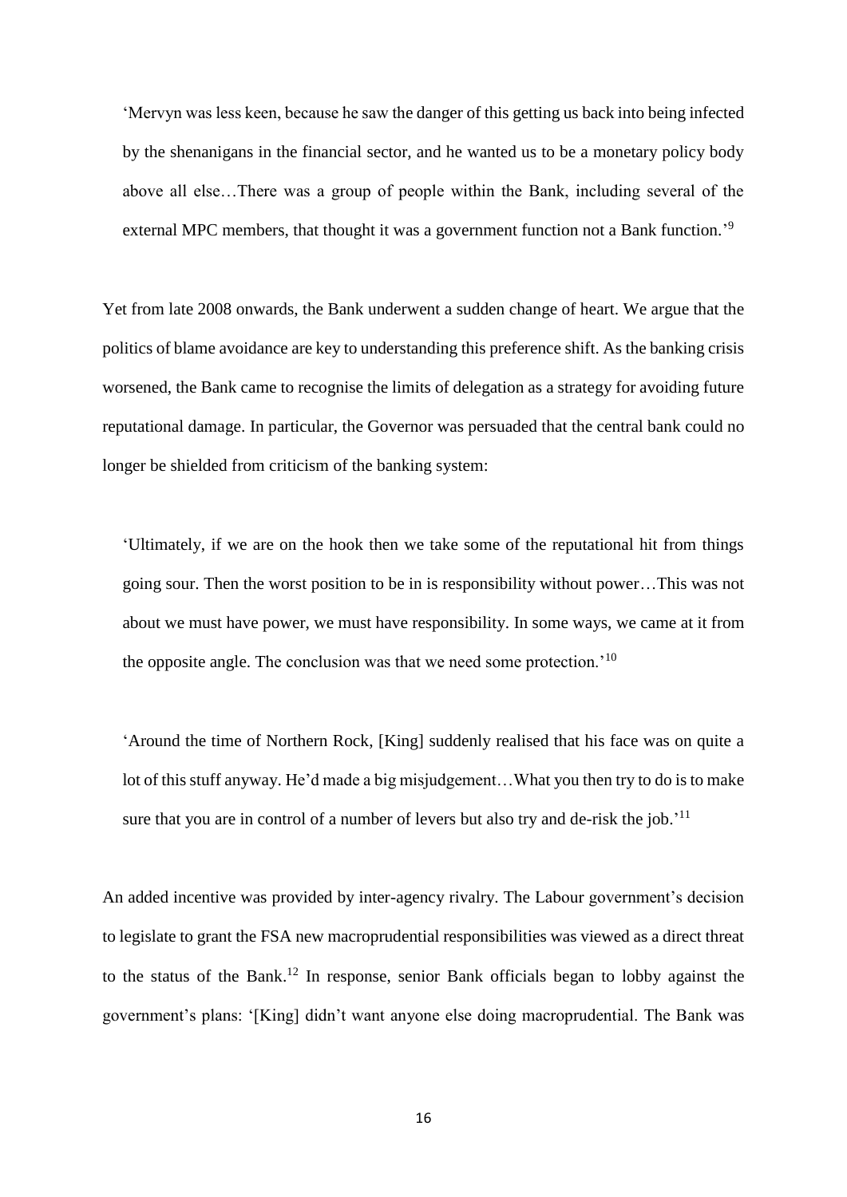> 'Mervyn was less keen, because he saw the danger of this getting us back into being infected by the shenanigans in the financial sector, and he wanted us to be a monetary policy body above all else…There was a group of people within the Bank, including several of the external MPC members, that thought it was a government function not a Bank function.'[9]

Yet from late 2008 onwards, the Bank underwent a sudden change of heart. We argue that the politics of blame avoidance are key to understanding this preference shift. As the banking crisis worsened, the Bank came to recognise the limits of delegation as a strategy for avoiding future reputational damage. In particular, the Governor was persuaded that the central bank could no longer be shielded from criticism of the banking system:

> 'Ultimately, if we are on the hook then we take some of the reputational hit from things going sour. Then the worst position to be in is responsibility without power…This was not about we must have power, we must have responsibility. In some ways, we came at it from the opposite angle. The conclusion was that we need some protection.'[10]

> 'Around the time of Northern Rock, [King] suddenly realised that his face was on quite a lot of this stuff anyway. He'd made a big misjudgement…What you then try to do is to make sure that you are in control of a number of levers but also try and de-risk the job.'[11]

An added incentive was provided by inter-agency rivalry. The Labour government's decision to legislate to grant the FSA new macroprudential responsibilities was viewed as a direct threat to the status of the Bank.[12] In response, senior Bank officials began to lobby against the government's plans: '[King] didn't want anyone else doing macroprudential. The Bank was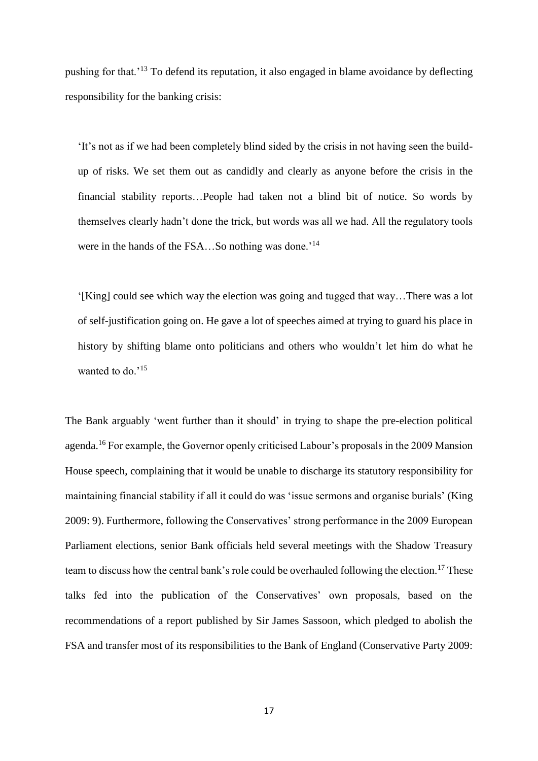pushing for that.'[13] To defend its reputation, it also engaged in blame avoidance by deflecting responsibility for the banking crisis:

> 'It's not as if we had been completely blind sided by the crisis in not having seen the build-up of risks. We set them out as candidly and clearly as anyone before the crisis in the financial stability reports…People had taken not a blind bit of notice. So words by themselves clearly hadn't done the trick, but words was all we had. All the regulatory tools were in the hands of the FSA…So nothing was done.'[14]

> '[King] could see which way the election was going and tugged that way…There was a lot of self-justification going on. He gave a lot of speeches aimed at trying to guard his place in history by shifting blame onto politicians and others who wouldn't let him do what he wanted to do.'[15]

The Bank arguably 'went further than it should' in trying to shape the pre-election political agenda.[16] For example, the Governor openly criticised Labour's proposals in the 2009 Mansion House speech, complaining that it would be unable to discharge its statutory responsibility for maintaining financial stability if all it could do was 'issue sermons and organise burials' (King 2009: 9). Furthermore, following the Conservatives' strong performance in the 2009 European Parliament elections, senior Bank officials held several meetings with the Shadow Treasury team to discuss how the central bank's role could be overhauled following the election.[17] These talks fed into the publication of the Conservatives' own proposals, based on the recommendations of a report published by Sir James Sassoon, which pledged to abolish the FSA and transfer most of its responsibilities to the Bank of England (Conservative Party 2009: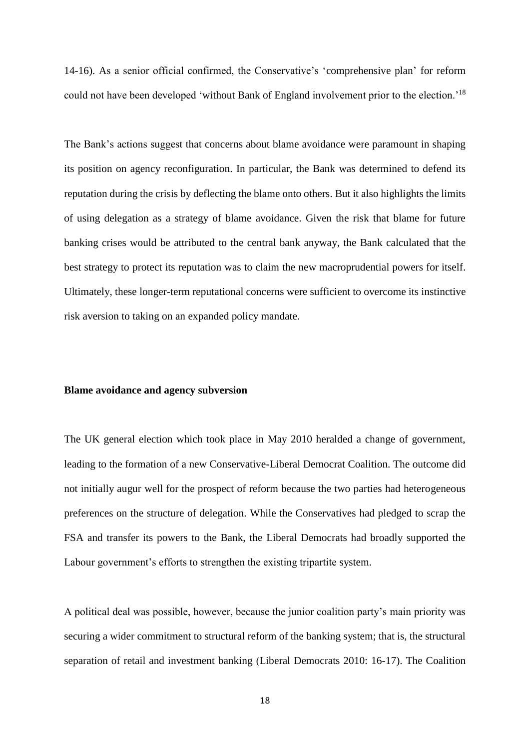14-16). As a senior official confirmed, the Conservative's 'comprehensive plan' for reform could not have been developed 'without Bank of England involvement prior to the election.'[18]

The Bank's actions suggest that concerns about blame avoidance were paramount in shaping its position on agency reconfiguration. In particular, the Bank was determined to defend its reputation during the crisis by deflecting the blame onto others. But it also highlights the limits of using delegation as a strategy of blame avoidance. Given the risk that blame for future banking crises would be attributed to the central bank anyway, the Bank calculated that the best strategy to protect its reputation was to claim the new macroprudential powers for itself. Ultimately, these longer-term reputational concerns were sufficient to overcome its instinctive risk aversion to taking on an expanded policy mandate.

**Blame avoidance and agency subversion**

The UK general election which took place in May 2010 heralded a change of government, leading to the formation of a new Conservative-Liberal Democrat Coalition. The outcome did not initially augur well for the prospect of reform because the two parties had heterogeneous preferences on the structure of delegation. While the Conservatives had pledged to scrap the FSA and transfer its powers to the Bank, the Liberal Democrats had broadly supported the Labour government's efforts to strengthen the existing tripartite system.

A political deal was possible, however, because the junior coalition party's main priority was securing a wider commitment to structural reform of the banking system; that is, the structural separation of retail and investment banking (Liberal Democrats 2010: 16-17). The Coalition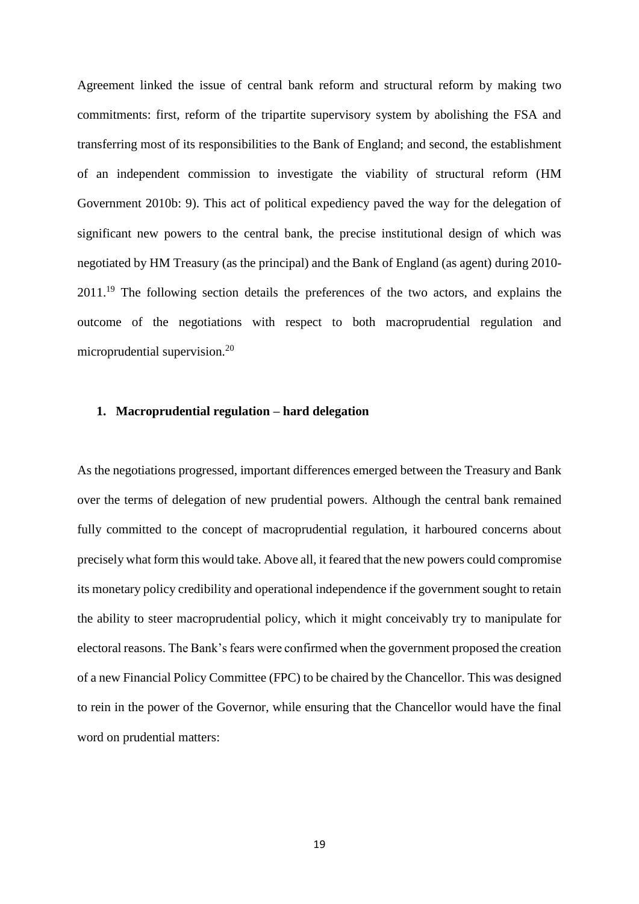Agreement linked the issue of central bank reform and structural reform by making two commitments: first, reform of the tripartite supervisory system by abolishing the FSA and transferring most of its responsibilities to the Bank of England; and second, the establishment of an independent commission to investigate the viability of structural reform (HM Government 2010b: 9). This act of political expediency paved the way for the delegation of significant new powers to the central bank, the precise institutional design of which was negotiated by HM Treasury (as the principal) and the Bank of England (as agent) during 2010-2011.[19] The following section details the preferences of the two actors, and explains the outcome of the negotiations with respect to both macroprudential regulation and microprudential supervision.[20]

### 1. Macroprudential regulation – hard delegation

As the negotiations progressed, important differences emerged between the Treasury and Bank over the terms of delegation of new prudential powers. Although the central bank remained fully committed to the concept of macroprudential regulation, it harboured concerns about precisely what form this would take. Above all, it feared that the new powers could compromise its monetary policy credibility and operational independence if the government sought to retain the ability to steer macroprudential policy, which it might conceivably try to manipulate for electoral reasons. The Bank's fears were confirmed when the government proposed the creation of a new Financial Policy Committee (FPC) to be chaired by the Chancellor. This was designed to rein in the power of the Governor, while ensuring that the Chancellor would have the final word on prudential matters: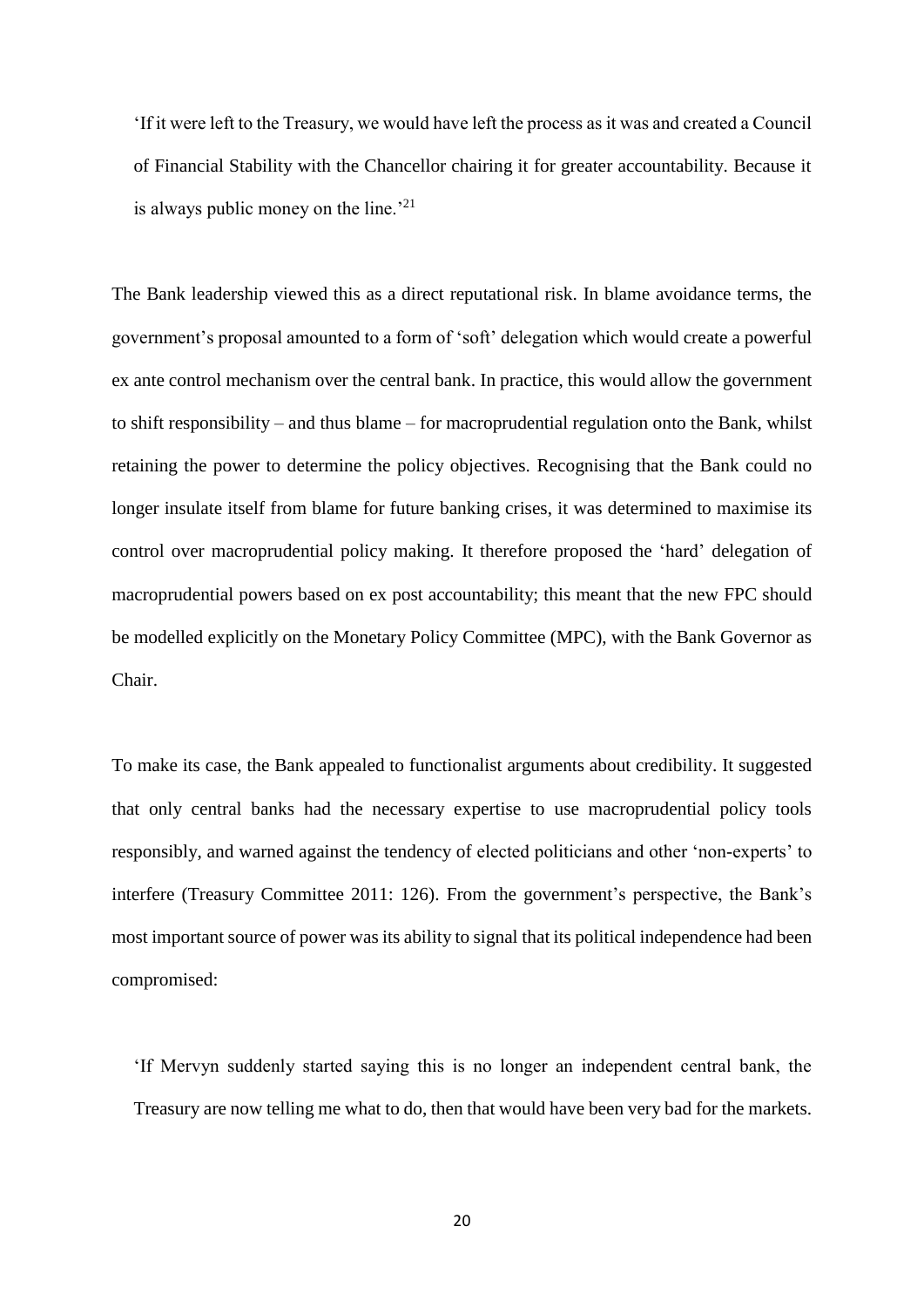> 'If it were left to the Treasury, we would have left the process as it was and created a Council of Financial Stability with the Chancellor chairing it for greater accountability. Because it is always public money on the line.'[21]

The Bank leadership viewed this as a direct reputational risk. In blame avoidance terms, the government's proposal amounted to a form of 'soft' delegation which would create a powerful ex ante control mechanism over the central bank. In practice, this would allow the government to shift responsibility – and thus blame – for macroprudential regulation onto the Bank, whilst retaining the power to determine the policy objectives. Recognising that the Bank could no longer insulate itself from blame for future banking crises, it was determined to maximise its control over macroprudential policy making. It therefore proposed the 'hard' delegation of macroprudential powers based on ex post accountability; this meant that the new FPC should be modelled explicitly on the Monetary Policy Committee (MPC), with the Bank Governor as Chair.

To make its case, the Bank appealed to functionalist arguments about credibility. It suggested that only central banks had the necessary expertise to use macroprudential policy tools responsibly, and warned against the tendency of elected politicians and other 'non-experts' to interfere (Treasury Committee 2011: 126). From the government's perspective, the Bank's most important source of power was its ability to signal that its political independence had been compromised:

> 'If Mervyn suddenly started saying this is no longer an independent central bank, the Treasury are now telling me what to do, then that would have been very bad for the markets.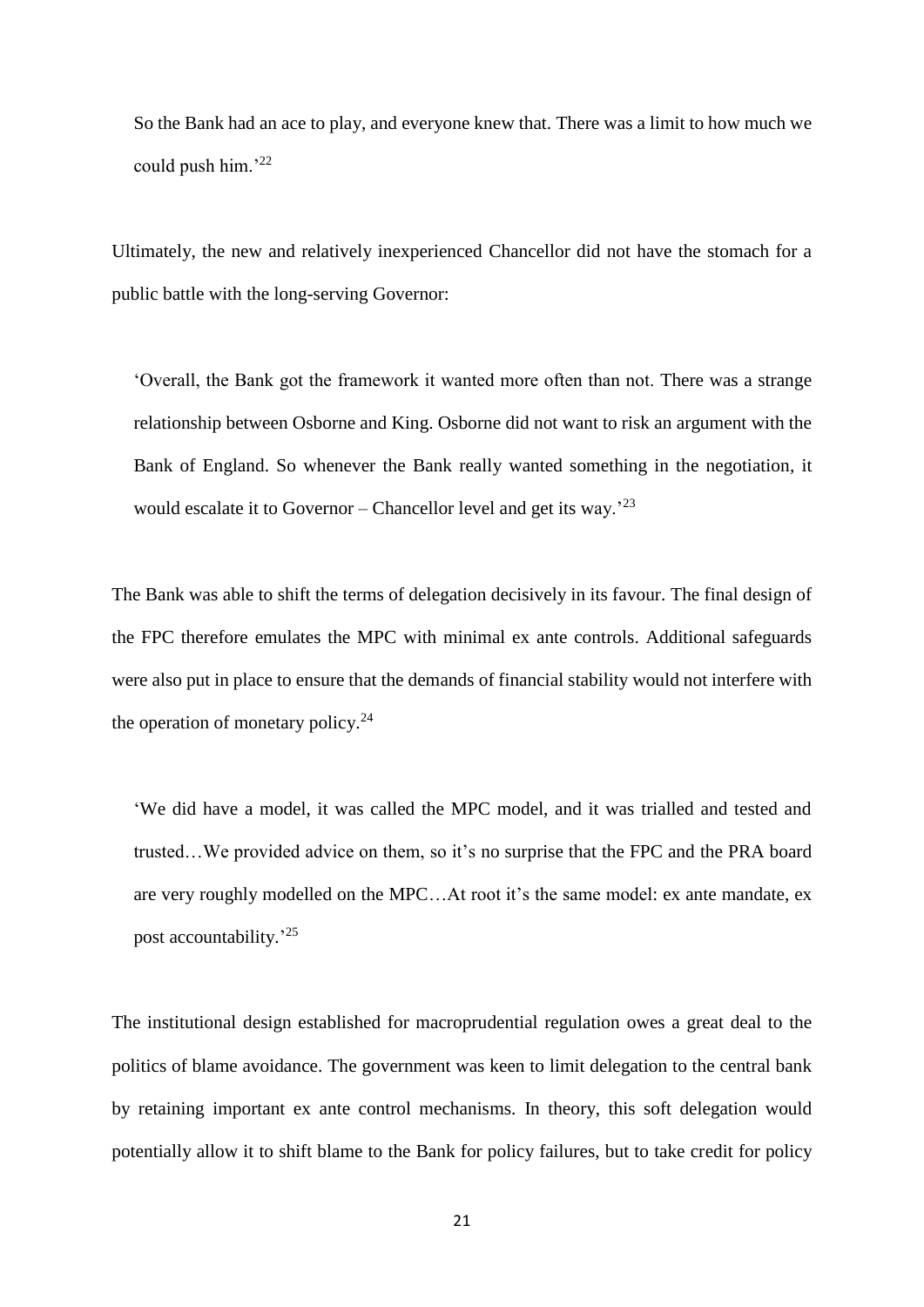So the Bank had an ace to play, and everyone knew that. There was a limit to how much we could push him.'[22]

Ultimately, the new and relatively inexperienced Chancellor did not have the stomach for a public battle with the long-serving Governor:

> 'Overall, the Bank got the framework it wanted more often than not. There was a strange relationship between Osborne and King. Osborne did not want to risk an argument with the Bank of England. So whenever the Bank really wanted something in the negotiation, it would escalate it to Governor – Chancellor level and get its way.'[23]

The Bank was able to shift the terms of delegation decisively in its favour. The final design of the FPC therefore emulates the MPC with minimal ex ante controls. Additional safeguards were also put in place to ensure that the demands of financial stability would not interfere with the operation of monetary policy.[24]

> 'We did have a model, it was called the MPC model, and it was trialled and tested and trusted…We provided advice on them, so it's no surprise that the FPC and the PRA board are very roughly modelled on the MPC…At root it's the same model: ex ante mandate, ex post accountability.'[25]

The institutional design established for macroprudential regulation owes a great deal to the politics of blame avoidance. The government was keen to limit delegation to the central bank by retaining important ex ante control mechanisms. In theory, this soft delegation would potentially allow it to shift blame to the Bank for policy failures, but to take credit for policy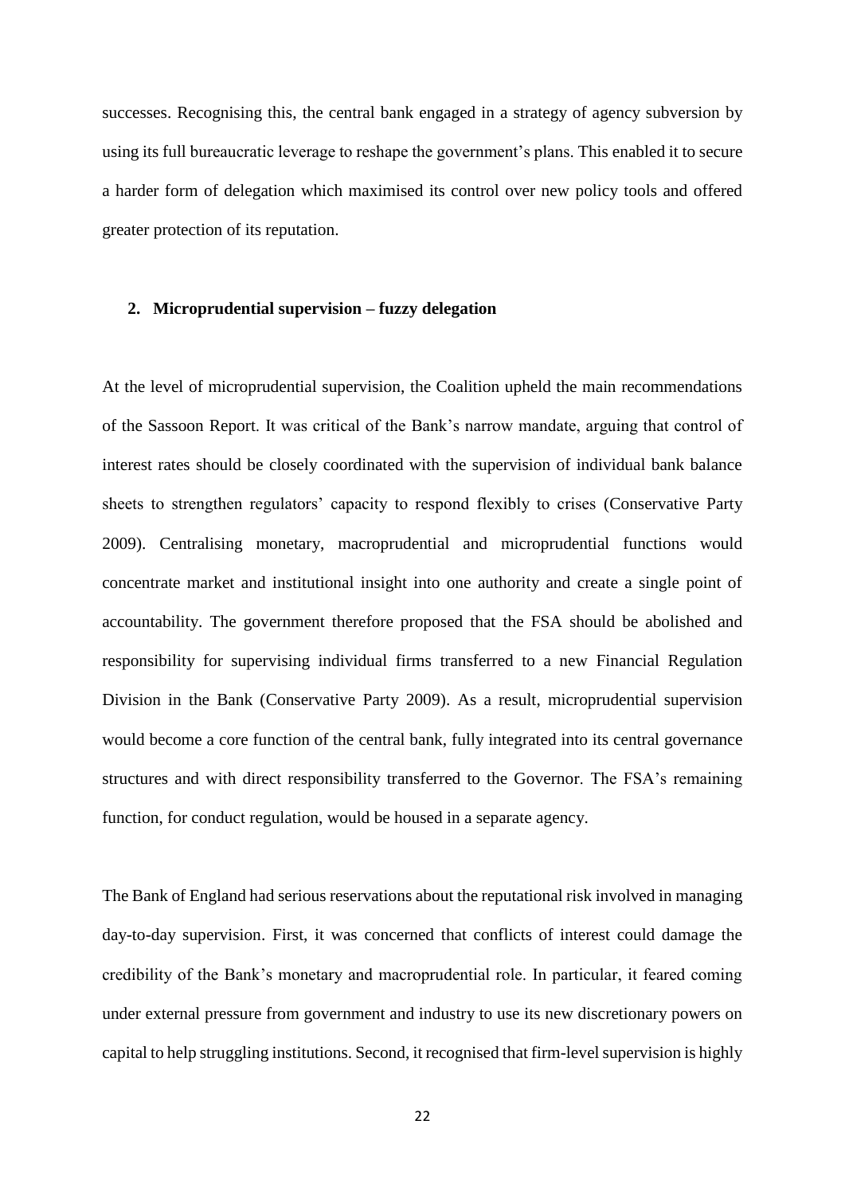successes. Recognising this, the central bank engaged in a strategy of agency subversion by using its full bureaucratic leverage to reshape the government's plans. This enabled it to secure a harder form of delegation which maximised its control over new policy tools and offered greater protection of its reputation.

## 2. Microprudential supervision – fuzzy delegation

At the level of microprudential supervision, the Coalition upheld the main recommendations of the Sassoon Report. It was critical of the Bank's narrow mandate, arguing that control of interest rates should be closely coordinated with the supervision of individual bank balance sheets to strengthen regulators' capacity to respond flexibly to crises (Conservative Party 2009). Centralising monetary, macroprudential and microprudential functions would concentrate market and institutional insight into one authority and create a single point of accountability. The government therefore proposed that the FSA should be abolished and responsibility for supervising individual firms transferred to a new Financial Regulation Division in the Bank (Conservative Party 2009). As a result, microprudential supervision would become a core function of the central bank, fully integrated into its central governance structures and with direct responsibility transferred to the Governor. The FSA's remaining function, for conduct regulation, would be housed in a separate agency.

The Bank of England had serious reservations about the reputational risk involved in managing day-to-day supervision. First, it was concerned that conflicts of interest could damage the credibility of the Bank's monetary and macroprudential role. In particular, it feared coming under external pressure from government and industry to use its new discretionary powers on capital to help struggling institutions. Second, it recognised that firm-level supervision is highly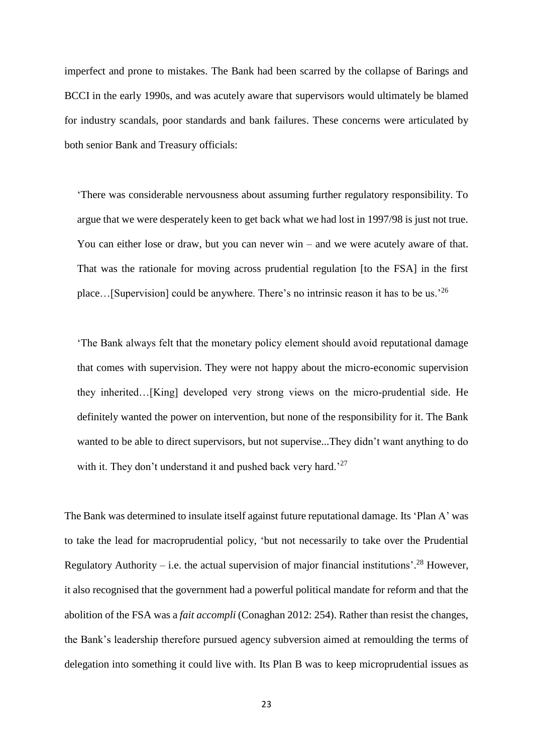imperfect and prone to mistakes. The Bank had been scarred by the collapse of Barings and BCCI in the early 1990s, and was acutely aware that supervisors would ultimately be blamed for industry scandals, poor standards and bank failures. These concerns were articulated by both senior Bank and Treasury officials:

> 'There was considerable nervousness about assuming further regulatory responsibility. To argue that we were desperately keen to get back what we had lost in 1997/98 is just not true. You can either lose or draw, but you can never win – and we were acutely aware of that. That was the rationale for moving across prudential regulation [to the FSA] in the first place…[Supervision] could be anywhere. There's no intrinsic reason it has to be us.'[26]

> 'The Bank always felt that the monetary policy element should avoid reputational damage that comes with supervision. They were not happy about the micro-economic supervision they inherited…[King] developed very strong views on the micro-prudential side. He definitely wanted the power on intervention, but none of the responsibility for it. The Bank wanted to be able to direct supervisors, but not supervise...They didn't want anything to do with it. They don't understand it and pushed back very hard.'[27]

The Bank was determined to insulate itself against future reputational damage. Its 'Plan A' was to take the lead for macroprudential policy, 'but not necessarily to take over the Prudential Regulatory Authority – i.e. the actual supervision of major financial institutions'.[28] However, it also recognised that the government had a powerful political mandate for reform and that the abolition of the FSA was a *fait accompli* (Conaghan 2012: 254). Rather than resist the changes, the Bank's leadership therefore pursued agency subversion aimed at remoulding the terms of delegation into something it could live with. Its Plan B was to keep microprudential issues as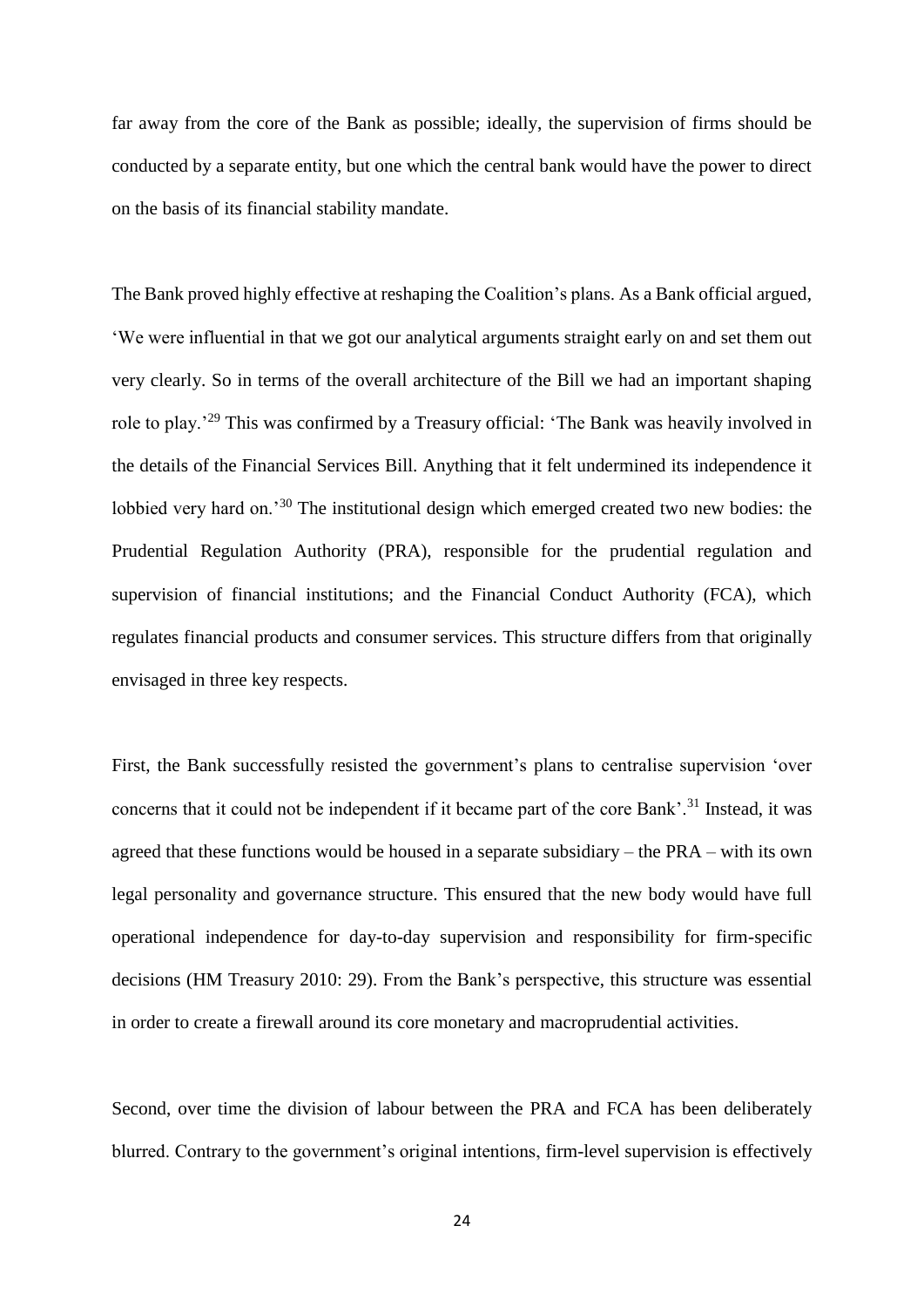far away from the core of the Bank as possible; ideally, the supervision of firms should be conducted by a separate entity, but one which the central bank would have the power to direct on the basis of its financial stability mandate.

The Bank proved highly effective at reshaping the Coalition's plans. As a Bank official argued, 'We were influential in that we got our analytical arguments straight early on and set them out very clearly. So in terms of the overall architecture of the Bill we had an important shaping role to play.'[29] This was confirmed by a Treasury official: 'The Bank was heavily involved in the details of the Financial Services Bill. Anything that it felt undermined its independence it lobbied very hard on.'[30] The institutional design which emerged created two new bodies: the Prudential Regulation Authority (PRA), responsible for the prudential regulation and supervision of financial institutions; and the Financial Conduct Authority (FCA), which regulates financial products and consumer services. This structure differs from that originally envisaged in three key respects.

First, the Bank successfully resisted the government's plans to centralise supervision 'over concerns that it could not be independent if it became part of the core Bank'.[31] Instead, it was agreed that these functions would be housed in a separate subsidiary – the PRA – with its own legal personality and governance structure. This ensured that the new body would have full operational independence for day-to-day supervision and responsibility for firm-specific decisions (HM Treasury 2010: 29). From the Bank's perspective, this structure was essential in order to create a firewall around its core monetary and macroprudential activities.

Second, over time the division of labour between the PRA and FCA has been deliberately blurred. Contrary to the government's original intentions, firm-level supervision is effectively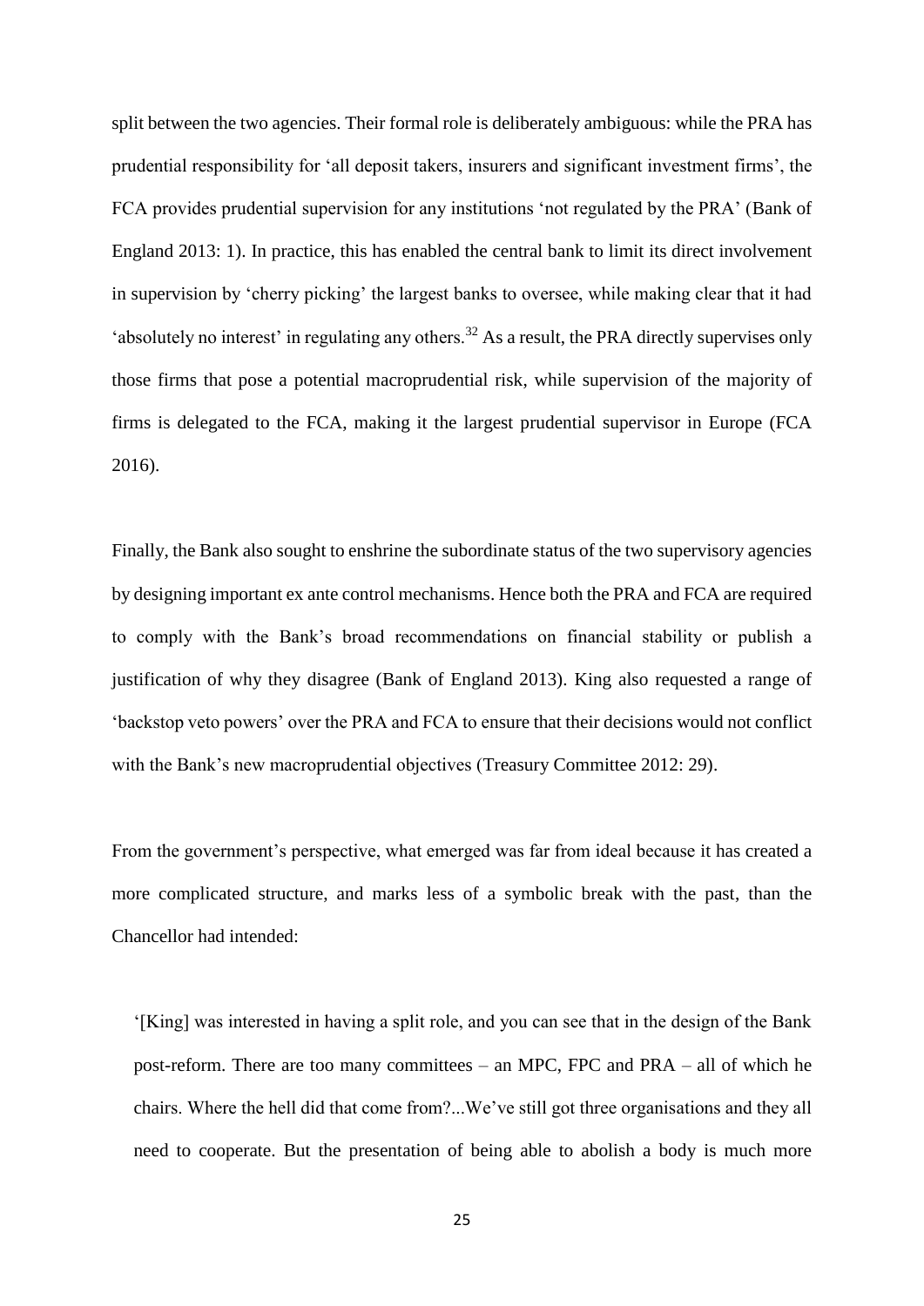split between the two agencies. Their formal role is deliberately ambiguous: while the PRA has prudential responsibility for 'all deposit takers, insurers and significant investment firms', the FCA provides prudential supervision for any institutions 'not regulated by the PRA' (Bank of England 2013: 1). In practice, this has enabled the central bank to limit its direct involvement in supervision by 'cherry picking' the largest banks to oversee, while making clear that it had 'absolutely no interest' in regulating any others.[32] As a result, the PRA directly supervises only those firms that pose a potential macroprudential risk, while supervision of the majority of firms is delegated to the FCA, making it the largest prudential supervisor in Europe (FCA 2016).

Finally, the Bank also sought to enshrine the subordinate status of the two supervisory agencies by designing important ex ante control mechanisms. Hence both the PRA and FCA are required to comply with the Bank's broad recommendations on financial stability or publish a justification of why they disagree (Bank of England 2013). King also requested a range of 'backstop veto powers' over the PRA and FCA to ensure that their decisions would not conflict with the Bank's new macroprudential objectives (Treasury Committee 2012: 29).

From the government's perspective, what emerged was far from ideal because it has created a more complicated structure, and marks less of a symbolic break with the past, than the Chancellor had intended:

> '[King] was interested in having a split role, and you can see that in the design of the Bank post-reform. There are too many committees – an MPC, FPC and PRA – all of which he chairs. Where the hell did that come from?...We've still got three organisations and they all need to cooperate. But the presentation of being able to abolish a body is much more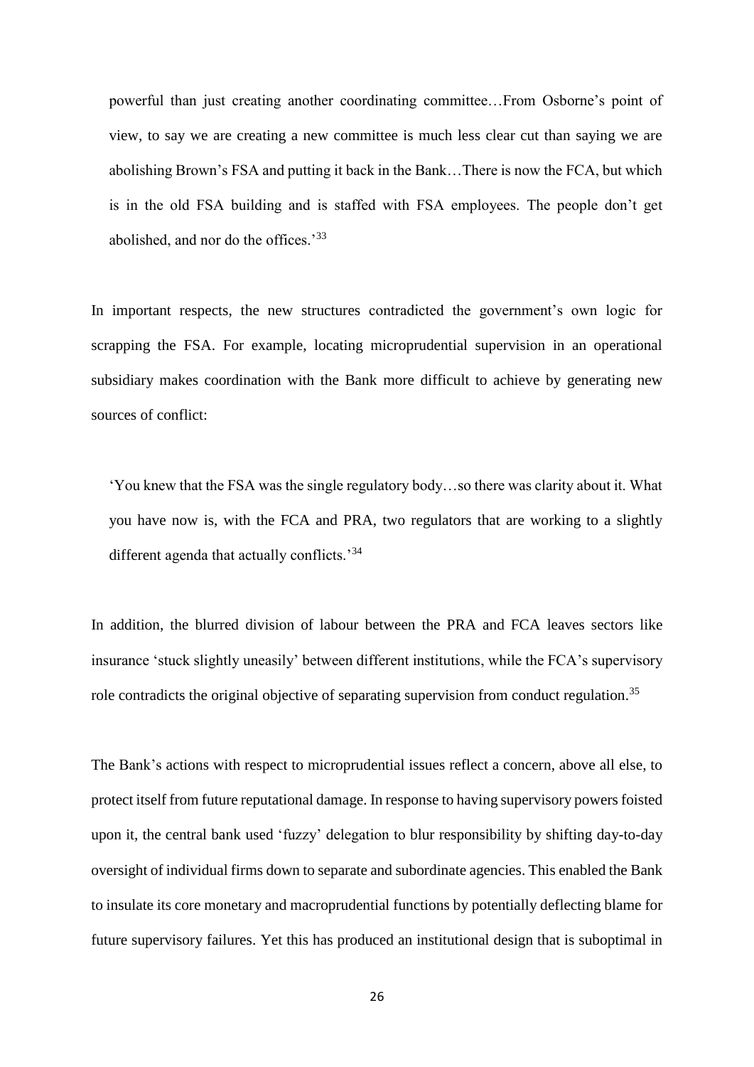powerful than just creating another coordinating committee…From Osborne's point of view, to say we are creating a new committee is much less clear cut than saying we are abolishing Brown's FSA and putting it back in the Bank…There is now the FCA, but which is in the old FSA building and is staffed with FSA employees. The people don't get abolished, and nor do the offices.'[33]

In important respects, the new structures contradicted the government's own logic for scrapping the FSA. For example, locating microprudential supervision in an operational subsidiary makes coordination with the Bank more difficult to achieve by generating new sources of conflict:

> 'You knew that the FSA was the single regulatory body…so there was clarity about it. What you have now is, with the FCA and PRA, two regulators that are working to a slightly different agenda that actually conflicts.'[34]

In addition, the blurred division of labour between the PRA and FCA leaves sectors like insurance 'stuck slightly uneasily' between different institutions, while the FCA's supervisory role contradicts the original objective of separating supervision from conduct regulation.[35]

The Bank's actions with respect to microprudential issues reflect a concern, above all else, to protect itself from future reputational damage. In response to having supervisory powers foisted upon it, the central bank used 'fuzzy' delegation to blur responsibility by shifting day-to-day oversight of individual firms down to separate and subordinate agencies. This enabled the Bank to insulate its core monetary and macroprudential functions by potentially deflecting blame for future supervisory failures. Yet this has produced an institutional design that is suboptimal in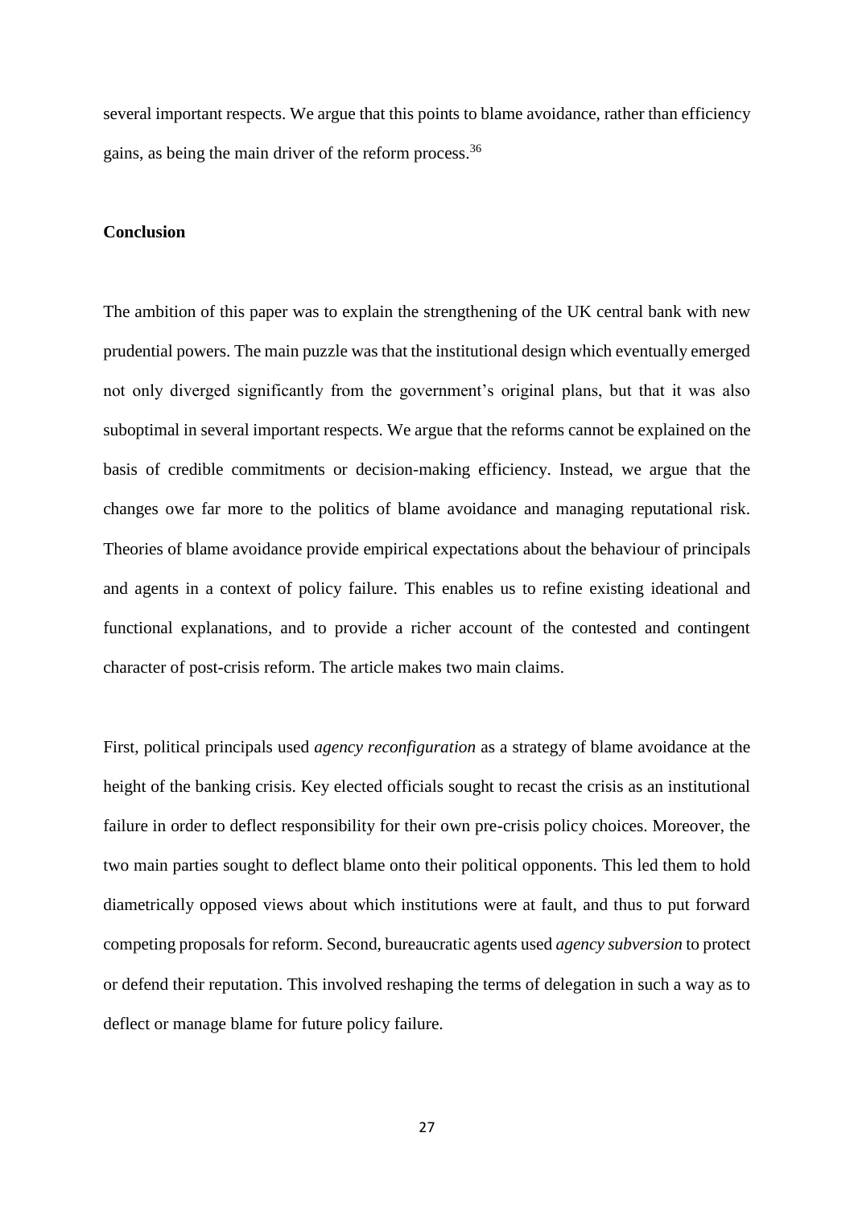several important respects. We argue that this points to blame avoidance, rather than efficiency gains, as being the main driver of the reform process.[36]

## Conclusion

The ambition of this paper was to explain the strengthening of the UK central bank with new prudential powers. The main puzzle was that the institutional design which eventually emerged not only diverged significantly from the government's original plans, but that it was also suboptimal in several important respects. We argue that the reforms cannot be explained on the basis of credible commitments or decision-making efficiency. Instead, we argue that the changes owe far more to the politics of blame avoidance and managing reputational risk. Theories of blame avoidance provide empirical expectations about the behaviour of principals and agents in a context of policy failure. This enables us to refine existing ideational and functional explanations, and to provide a richer account of the contested and contingent character of post-crisis reform. The article makes two main claims.

First, political principals used *agency reconfiguration* as a strategy of blame avoidance at the height of the banking crisis. Key elected officials sought to recast the crisis as an institutional failure in order to deflect responsibility for their own pre-crisis policy choices. Moreover, the two main parties sought to deflect blame onto their political opponents. This led them to hold diametrically opposed views about which institutions were at fault, and thus to put forward competing proposals for reform. Second, bureaucratic agents used *agency subversion* to protect or defend their reputation. This involved reshaping the terms of delegation in such a way as to deflect or manage blame for future policy failure.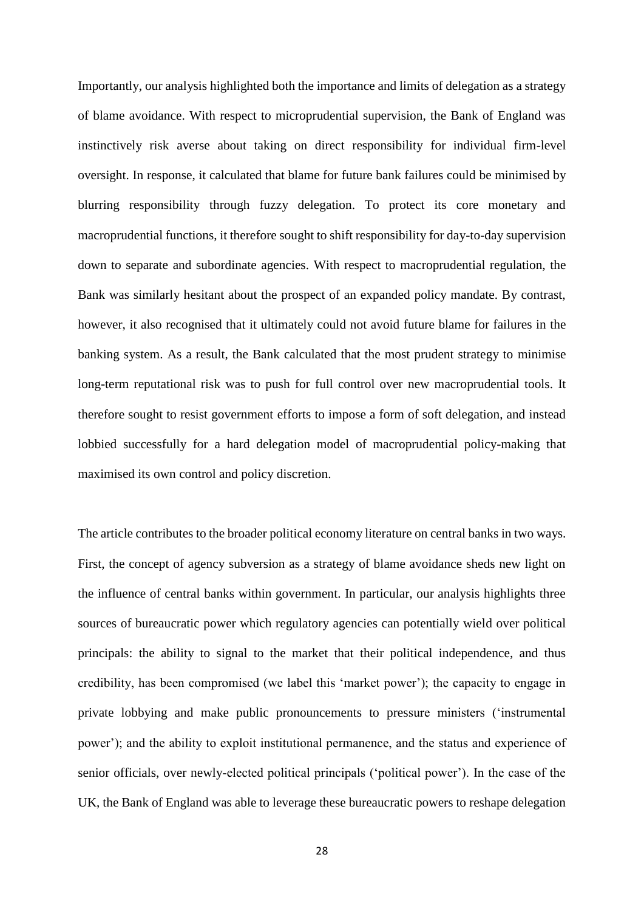Importantly, our analysis highlighted both the importance and limits of delegation as a strategy of blame avoidance. With respect to microprudential supervision, the Bank of England was instinctively risk averse about taking on direct responsibility for individual firm-level oversight. In response, it calculated that blame for future bank failures could be minimised by blurring responsibility through fuzzy delegation. To protect its core monetary and macroprudential functions, it therefore sought to shift responsibility for day-to-day supervision down to separate and subordinate agencies. With respect to macroprudential regulation, the Bank was similarly hesitant about the prospect of an expanded policy mandate. By contrast, however, it also recognised that it ultimately could not avoid future blame for failures in the banking system. As a result, the Bank calculated that the most prudent strategy to minimise long-term reputational risk was to push for full control over new macroprudential tools. It therefore sought to resist government efforts to impose a form of soft delegation, and instead lobbied successfully for a hard delegation model of macroprudential policy-making that maximised its own control and policy discretion.

The article contributes to the broader political economy literature on central banks in two ways. First, the concept of agency subversion as a strategy of blame avoidance sheds new light on the influence of central banks within government. In particular, our analysis highlights three sources of bureaucratic power which regulatory agencies can potentially wield over political principals: the ability to signal to the market that their political independence, and thus credibility, has been compromised (we label this 'market power'); the capacity to engage in private lobbying and make public pronouncements to pressure ministers ('instrumental power'); and the ability to exploit institutional permanence, and the status and experience of senior officials, over newly-elected political principals ('political power'). In the case of the UK, the Bank of England was able to leverage these bureaucratic powers to reshape delegation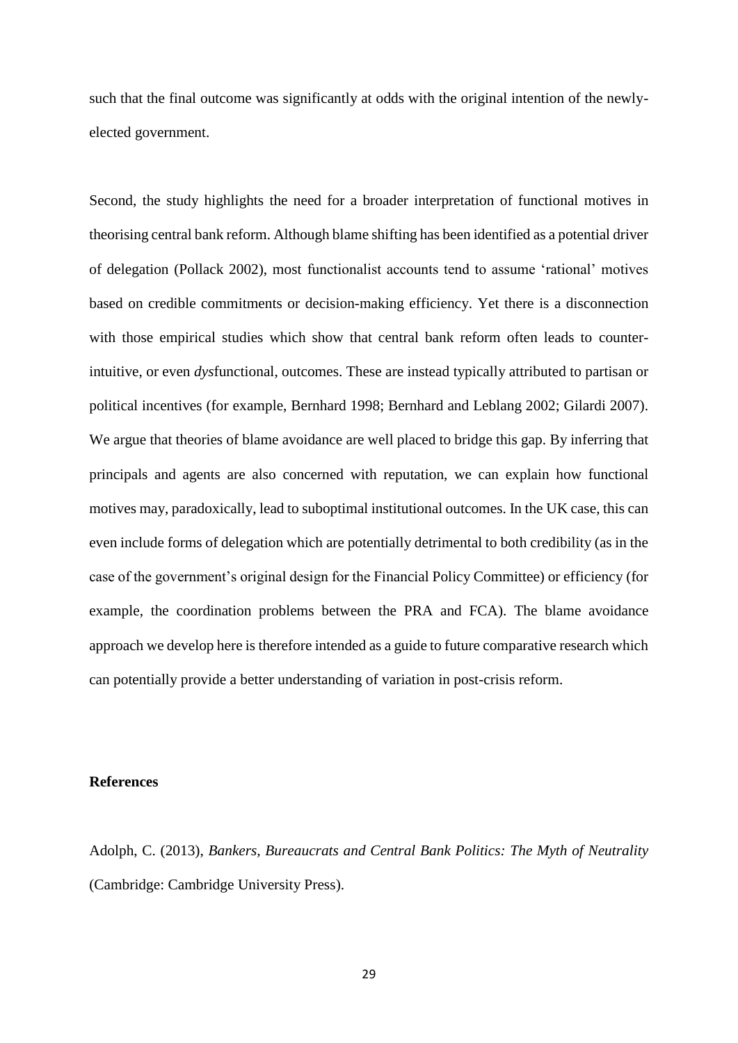such that the final outcome was significantly at odds with the original intention of the newly-elected government.

Second, the study highlights the need for a broader interpretation of functional motives in theorising central bank reform. Although blame shifting has been identified as a potential driver of delegation (Pollack 2002), most functionalist accounts tend to assume 'rational' motives based on credible commitments or decision-making efficiency. Yet there is a disconnection with those empirical studies which show that central bank reform often leads to counter-intuitive, or even *dys*functional, outcomes. These are instead typically attributed to partisan or political incentives (for example, Bernhard 1998; Bernhard and Leblang 2002; Gilardi 2007). We argue that theories of blame avoidance are well placed to bridge this gap. By inferring that principals and agents are also concerned with reputation, we can explain how functional motives may, paradoxically, lead to suboptimal institutional outcomes. In the UK case, this can even include forms of delegation which are potentially detrimental to both credibility (as in the case of the government's original design for the Financial Policy Committee) or efficiency (for example, the coordination problems between the PRA and FCA). The blame avoidance approach we develop here is therefore intended as a guide to future comparative research which can potentially provide a better understanding of variation in post-crisis reform.

**References**

Adolph, C. (2013), *Bankers, Bureaucrats and Central Bank Politics: The Myth of Neutrality* (Cambridge: Cambridge University Press).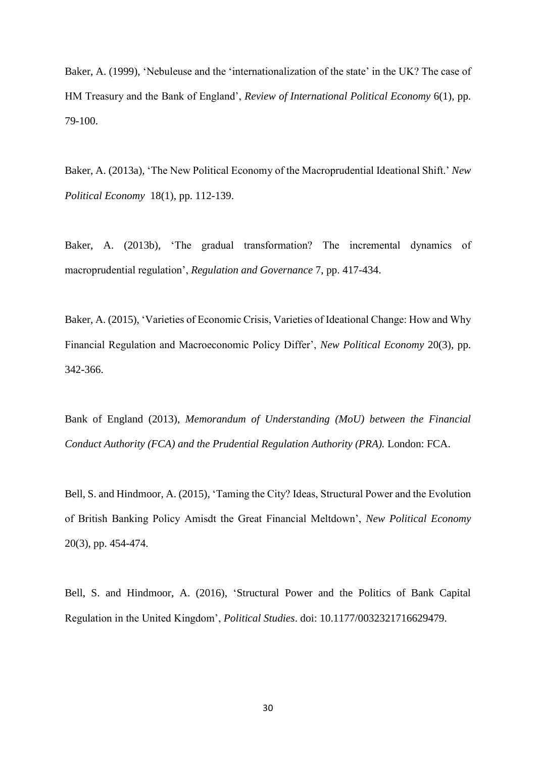Baker, A. (1999), 'Nebuleuse and the 'internationalization of the state' in the UK? The case of HM Treasury and the Bank of England', *Review of International Political Economy* 6(1), pp. 79-100.

Baker, A. (2013a), 'The New Political Economy of the Macroprudential Ideational Shift.' *New Political Economy* 18(1), pp. 112-139.

Baker, A. (2013b), 'The gradual transformation? The incremental dynamics of macroprudential regulation', *Regulation and Governance* 7, pp. 417-434.

Baker, A. (2015), 'Varieties of Economic Crisis, Varieties of Ideational Change: How and Why Financial Regulation and Macroeconomic Policy Differ', *New Political Economy* 20(3), pp. 342-366.

Bank of England (2013), *Memorandum of Understanding (MoU) between the Financial Conduct Authority (FCA) and the Prudential Regulation Authority (PRA).* London: FCA.

Bell, S. and Hindmoor, A. (2015), 'Taming the City? Ideas, Structural Power and the Evolution of British Banking Policy Amisdt the Great Financial Meltdown', *New Political Economy* 20(3), pp. 454-474.

Bell, S. and Hindmoor, A. (2016), 'Structural Power and the Politics of Bank Capital Regulation in the United Kingdom', *Political Studies*. doi: 10.1177/0032321716629479.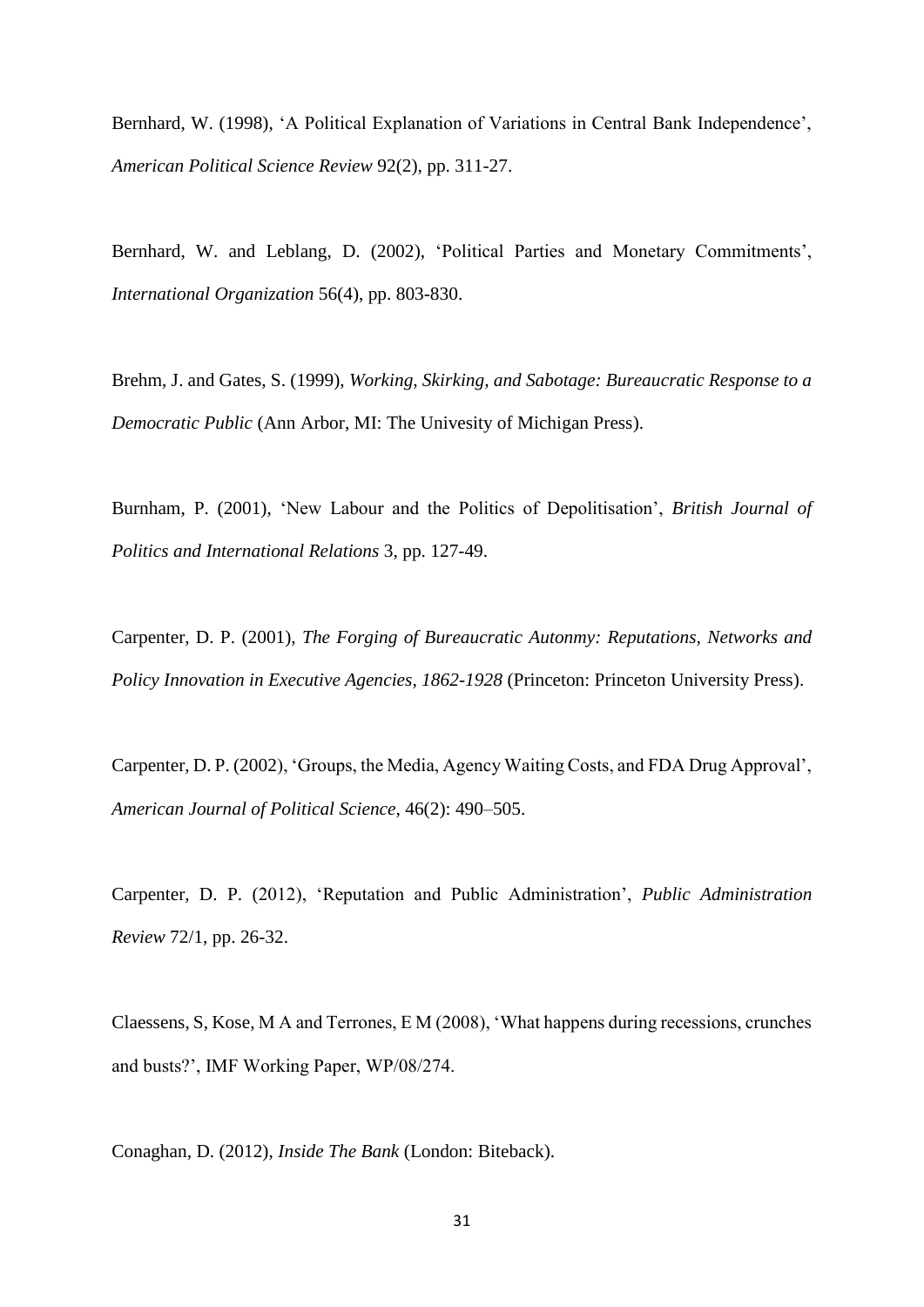Bernhard, W. (1998), 'A Political Explanation of Variations in Central Bank Independence', *American Political Science Review* 92(2), pp. 311-27.

Bernhard, W. and Leblang, D. (2002), 'Political Parties and Monetary Commitments', *International Organization* 56(4), pp. 803-830.

Brehm, J. and Gates, S. (1999), *Working, Skirking, and Sabotage: Bureaucratic Response to a Democratic Public* (Ann Arbor, MI: The Univesity of Michigan Press).

Burnham, P. (2001), 'New Labour and the Politics of Depolitisation', *British Journal of Politics and International Relations* 3, pp. 127-49.

Carpenter, D. P. (2001), *The Forging of Bureaucratic Autonmy: Reputations, Networks and Policy Innovation in Executive Agencies, 1862-1928* (Princeton: Princeton University Press).

Carpenter, D. P. (2002), 'Groups, the Media, Agency Waiting Costs, and FDA Drug Approval', *American Journal of Political Science*, 46(2): 490–505.

Carpenter, D. P. (2012), 'Reputation and Public Administration', *Public Administration Review* 72/1, pp. 26-32.

Claessens, S, Kose, M A and Terrones, E M (2008), 'What happens during recessions, crunches and busts?', IMF Working Paper, WP/08/274.

Conaghan, D. (2012), *Inside The Bank* (London: Biteback).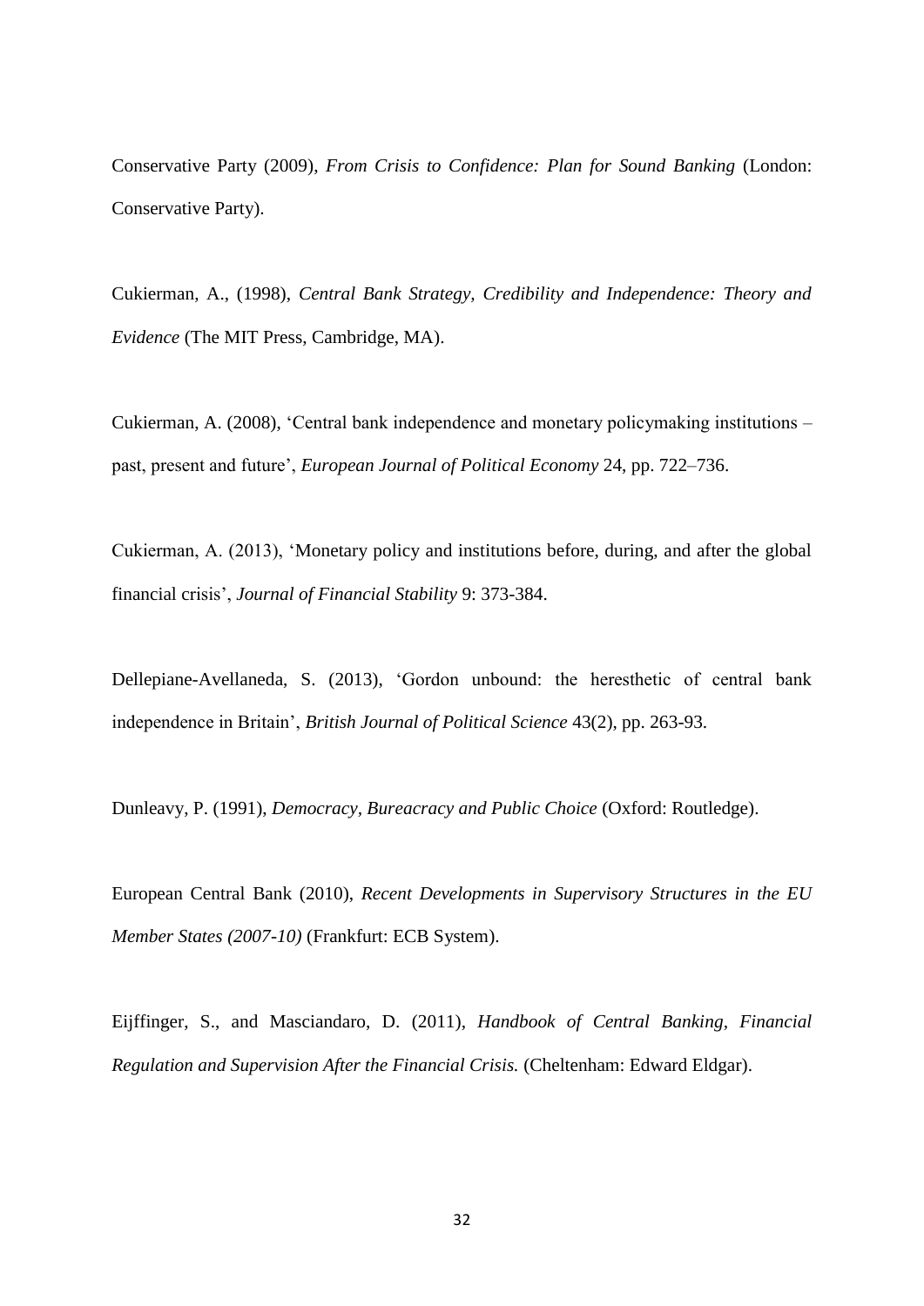Conservative Party (2009), *From Crisis to Confidence: Plan for Sound Banking* (London: Conservative Party).

Cukierman, A., (1998), *Central Bank Strategy, Credibility and Independence: Theory and Evidence* (The MIT Press, Cambridge, MA).

Cukierman, A. (2008), 'Central bank independence and monetary policymaking institutions – past, present and future', *European Journal of Political Economy* 24, pp. 722–736.

Cukierman, A. (2013), 'Monetary policy and institutions before, during, and after the global financial crisis', *Journal of Financial Stability* 9: 373-384.

Dellepiane-Avellaneda, S. (2013), 'Gordon unbound: the heresthetic of central bank independence in Britain', *British Journal of Political Science* 43(2), pp. 263-93.

Dunleavy, P. (1991), *Democracy, Bureacracy and Public Choice* (Oxford: Routledge).

European Central Bank (2010), *Recent Developments in Supervisory Structures in the EU Member States (2007-10)* (Frankfurt: ECB System).

Eijffinger, S., and Masciandaro, D. (2011), *Handbook of Central Banking, Financial Regulation and Supervision After the Financial Crisis.* (Cheltenham: Edward Eldgar).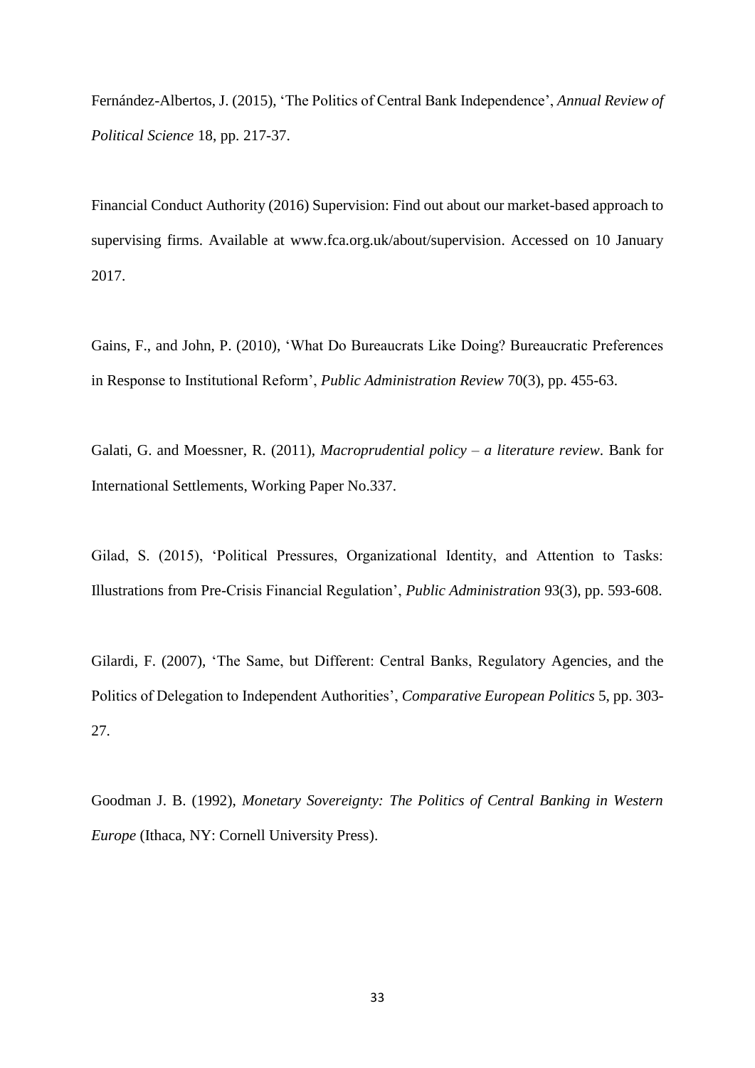Fernández-Albertos, J. (2015), 'The Politics of Central Bank Independence', *Annual Review of Political Science* 18, pp. 217-37.

Financial Conduct Authority (2016) Supervision: Find out about our market-based approach to supervising firms. Available at www.fca.org.uk/about/supervision. Accessed on 10 January 2017.

Gains, F., and John, P. (2010), 'What Do Bureaucrats Like Doing? Bureaucratic Preferences in Response to Institutional Reform', *Public Administration Review* 70(3), pp. 455-63.

Galati, G. and Moessner, R. (2011), *Macroprudential policy – a literature review*. Bank for International Settlements, Working Paper No.337.

Gilad, S. (2015), 'Political Pressures, Organizational Identity, and Attention to Tasks: Illustrations from Pre-Crisis Financial Regulation', *Public Administration* 93(3), pp. 593-608.

Gilardi, F. (2007), 'The Same, but Different: Central Banks, Regulatory Agencies, and the Politics of Delegation to Independent Authorities', *Comparative European Politics* 5, pp. 303-27.

Goodman J. B. (1992), *Monetary Sovereignty: The Politics of Central Banking in Western Europe* (Ithaca, NY: Cornell University Press).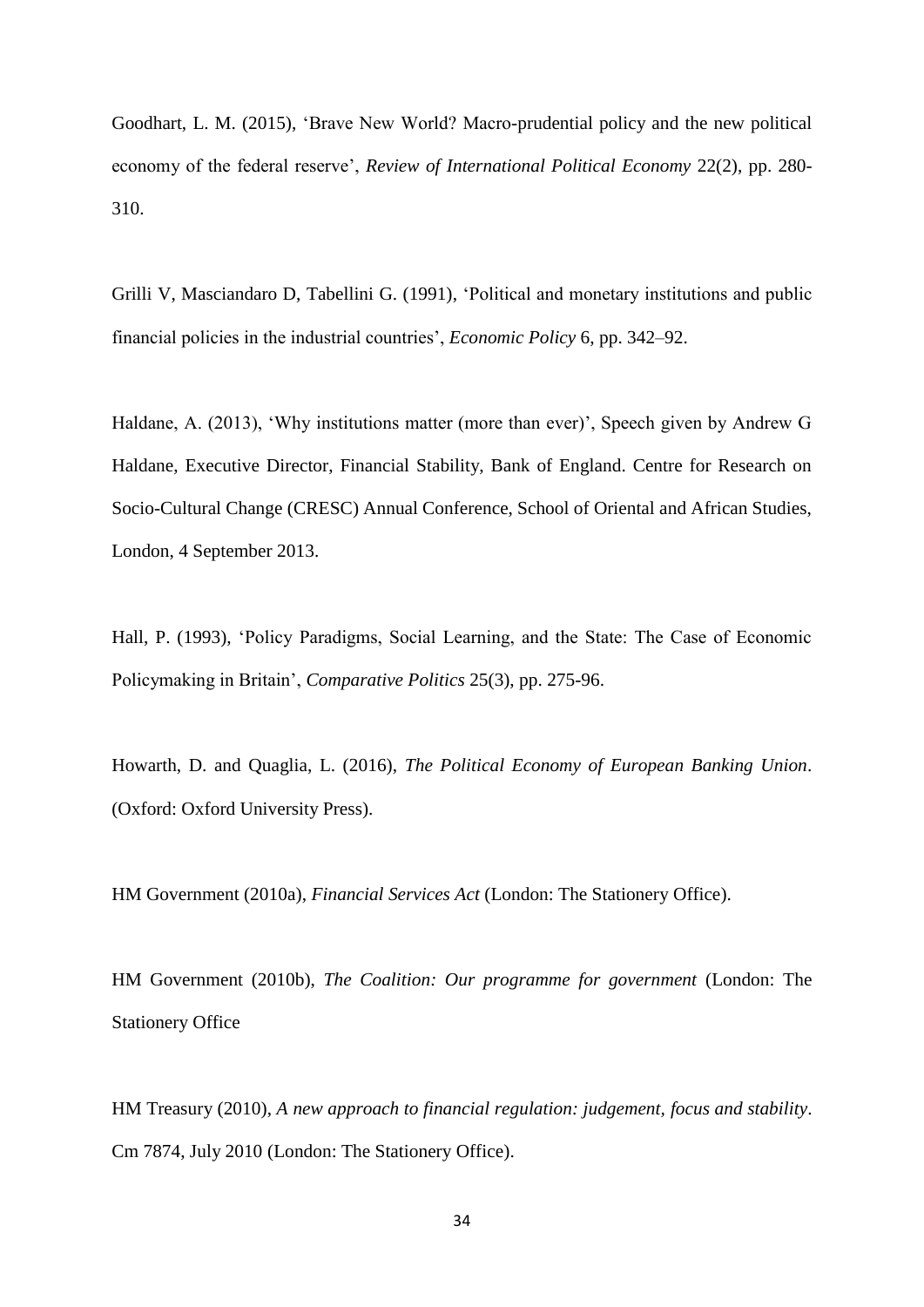Goodhart, L. M. (2015), 'Brave New World? Macro-prudential policy and the new political economy of the federal reserve', *Review of International Political Economy* 22(2), pp. 280-310.

Grilli V, Masciandaro D, Tabellini G. (1991), 'Political and monetary institutions and public financial policies in the industrial countries', *Economic Policy* 6, pp. 342–92.

Haldane, A. (2013), 'Why institutions matter (more than ever)', Speech given by Andrew G Haldane, Executive Director, Financial Stability, Bank of England. Centre for Research on Socio-Cultural Change (CRESC) Annual Conference, School of Oriental and African Studies, London, 4 September 2013.

Hall, P. (1993), 'Policy Paradigms, Social Learning, and the State: The Case of Economic Policymaking in Britain', *Comparative Politics* 25(3), pp. 275-96.

Howarth, D. and Quaglia, L. (2016), *The Political Economy of European Banking Union*. (Oxford: Oxford University Press).

HM Government (2010a), *Financial Services Act* (London: The Stationery Office).

HM Government (2010b), *The Coalition: Our programme for government* (London: The Stationery Office

HM Treasury (2010), *A new approach to financial regulation: judgement, focus and stability*. Cm 7874, July 2010 (London: The Stationery Office).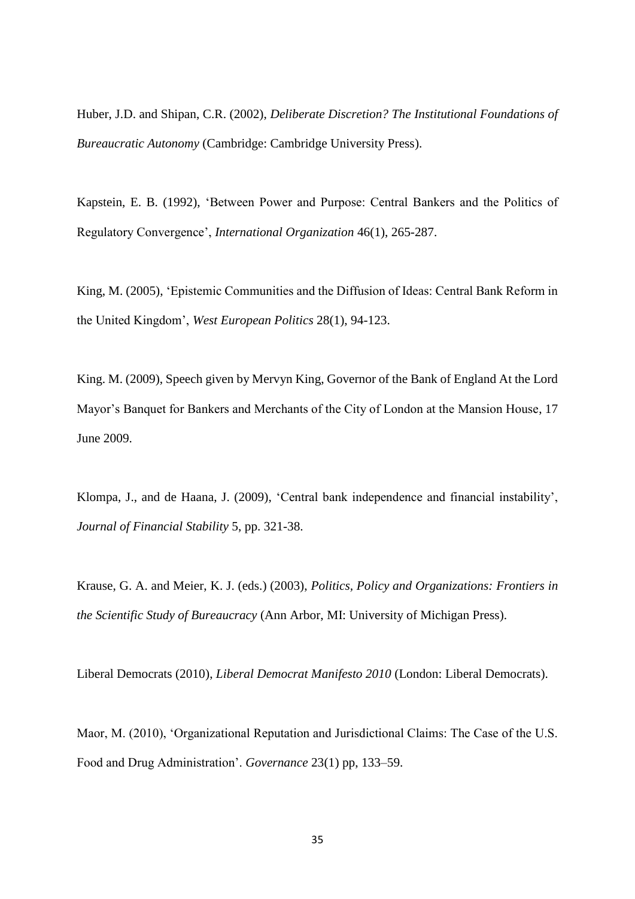Huber, J.D. and Shipan, C.R. (2002), *Deliberate Discretion? The Institutional Foundations of Bureaucratic Autonomy* (Cambridge: Cambridge University Press).

Kapstein, E. B. (1992), 'Between Power and Purpose: Central Bankers and the Politics of Regulatory Convergence', *International Organization* 46(1), 265-287.

King, M. (2005), 'Epistemic Communities and the Diffusion of Ideas: Central Bank Reform in the United Kingdom', *West European Politics* 28(1), 94-123.

King. M. (2009), Speech given by Mervyn King, Governor of the Bank of England At the Lord Mayor's Banquet for Bankers and Merchants of the City of London at the Mansion House, 17 June 2009.

Klompa, J., and de Haana, J. (2009), 'Central bank independence and financial instability', *Journal of Financial Stability* 5, pp. 321-38.

Krause, G. A. and Meier, K. J. (eds.) (2003), *Politics, Policy and Organizations: Frontiers in the Scientific Study of Bureaucracy* (Ann Arbor, MI: University of Michigan Press).

Liberal Democrats (2010), *Liberal Democrat Manifesto 2010* (London: Liberal Democrats).

Maor, M. (2010), 'Organizational Reputation and Jurisdictional Claims: The Case of the U.S. Food and Drug Administration'. *Governance* 23(1) pp, 133–59.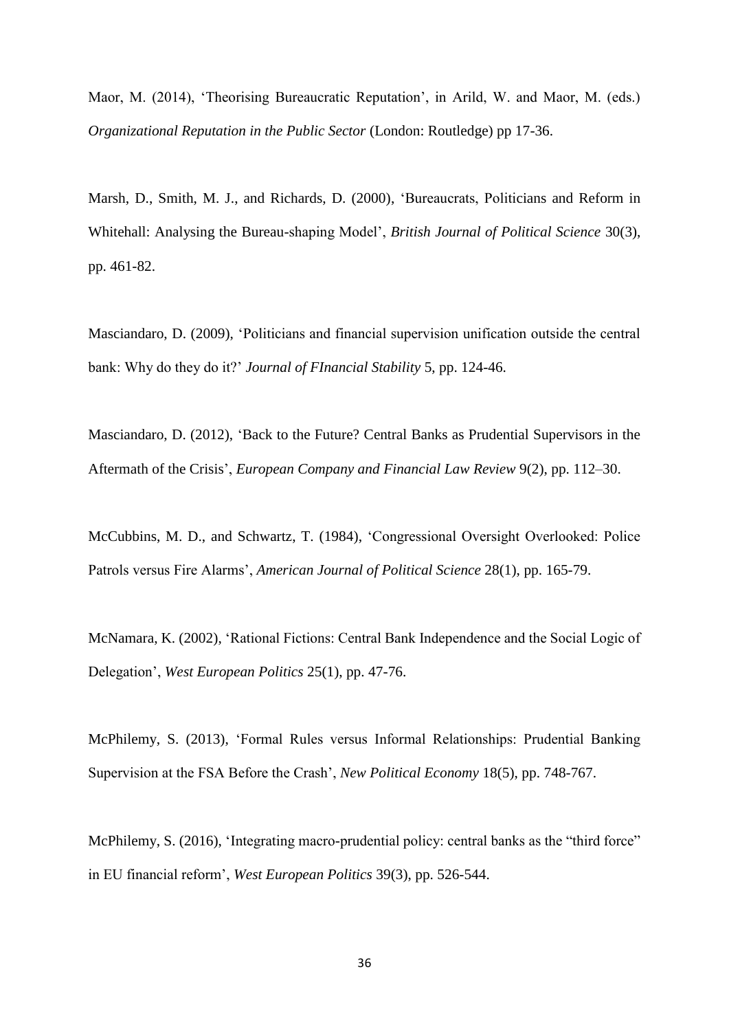Maor, M. (2014), 'Theorising Bureaucratic Reputation', in Arild, W. and Maor, M. (eds.) *Organizational Reputation in the Public Sector* (London: Routledge) pp 17-36.

Marsh, D., Smith, M. J., and Richards, D. (2000), 'Bureaucrats, Politicians and Reform in Whitehall: Analysing the Bureau-shaping Model', *British Journal of Political Science* 30(3), pp. 461-82.

Masciandaro, D. (2009), 'Politicians and financial supervision unification outside the central bank: Why do they do it?' *Journal of FInancial Stability* 5, pp. 124-46.

Masciandaro, D. (2012), 'Back to the Future? Central Banks as Prudential Supervisors in the Aftermath of the Crisis', *European Company and Financial Law Review* 9(2), pp. 112–30.

McCubbins, M. D., and Schwartz, T. (1984), 'Congressional Oversight Overlooked: Police Patrols versus Fire Alarms', *American Journal of Political Science* 28(1), pp. 165-79.

McNamara, K. (2002), 'Rational Fictions: Central Bank Independence and the Social Logic of Delegation', *West European Politics* 25(1), pp. 47-76.

McPhilemy, S. (2013), 'Formal Rules versus Informal Relationships: Prudential Banking Supervision at the FSA Before the Crash', *New Political Economy* 18(5), pp. 748-767.

McPhilemy, S. (2016), 'Integrating macro-prudential policy: central banks as the "third force" in EU financial reform', *West European Politics* 39(3), pp. 526-544.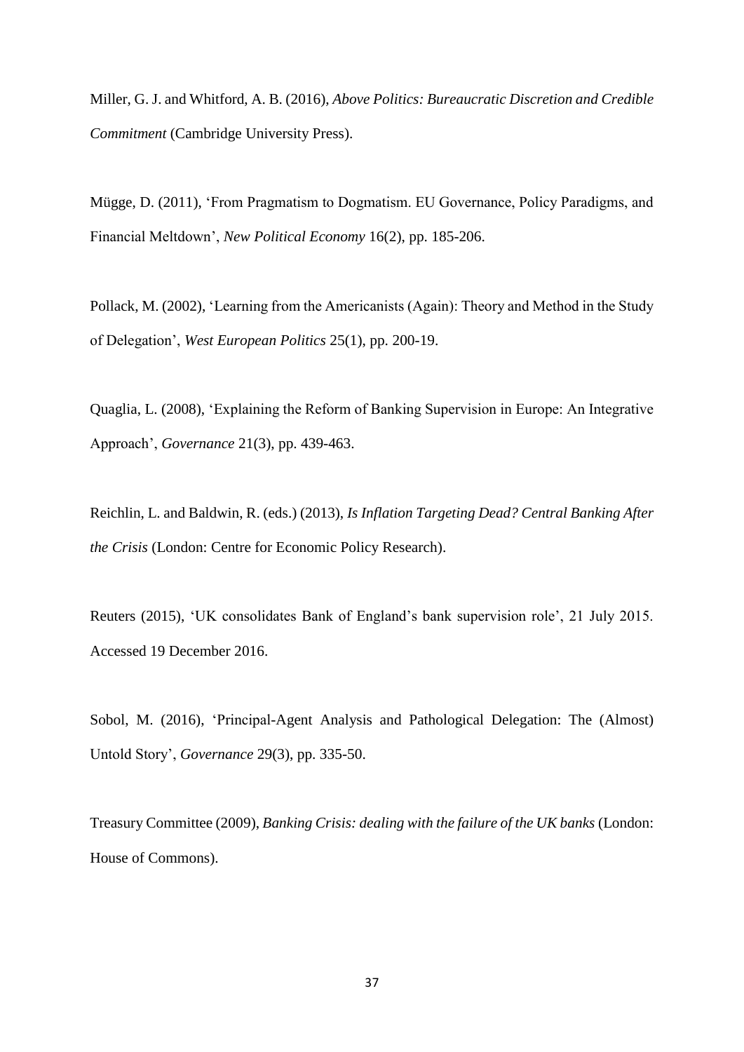Miller, G. J. and Whitford, A. B. (2016), *Above Politics: Bureaucratic Discretion and Credible Commitment* (Cambridge University Press).

Mügge, D. (2011), 'From Pragmatism to Dogmatism. EU Governance, Policy Paradigms, and Financial Meltdown', *New Political Economy* 16(2), pp. 185-206.

Pollack, M. (2002), 'Learning from the Americanists (Again): Theory and Method in the Study of Delegation', *West European Politics* 25(1), pp. 200-19.

Quaglia, L. (2008), 'Explaining the Reform of Banking Supervision in Europe: An Integrative Approach', *Governance* 21(3), pp. 439-463.

Reichlin, L. and Baldwin, R. (eds.) (2013), *Is Inflation Targeting Dead? Central Banking After the Crisis* (London: Centre for Economic Policy Research).

Reuters (2015), 'UK consolidates Bank of England's bank supervision role', 21 July 2015. Accessed 19 December 2016.

Sobol, M. (2016), 'Principal-Agent Analysis and Pathological Delegation: The (Almost) Untold Story', *Governance* 29(3), pp. 335-50.

Treasury Committee (2009), *Banking Crisis: dealing with the failure of the UK banks* (London: House of Commons).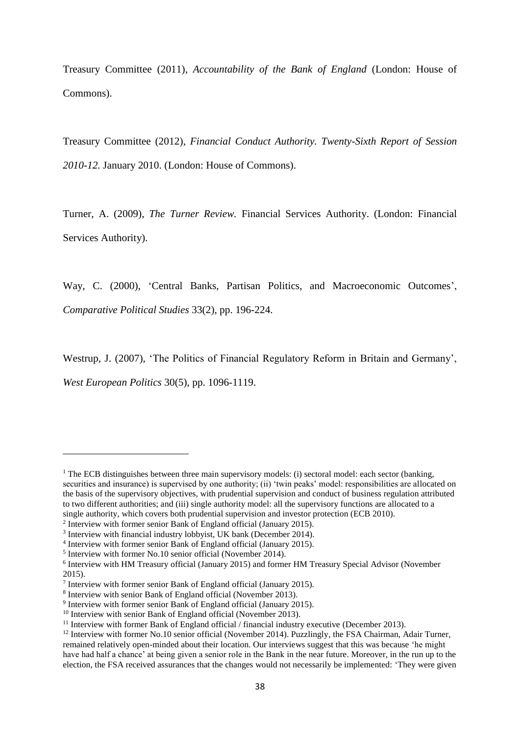Treasury Committee (2011), *Accountability of the Bank of England* (London: House of Commons).

Treasury Committee (2012), *Financial Conduct Authority. Twenty-Sixth Report of Session 2010-12*. January 2010. (London: House of Commons).

Turner, A. (2009), *The Turner Review*. Financial Services Authority. (London: Financial Services Authority).

Way, C. (2000), 'Central Banks, Partisan Politics, and Macroeconomic Outcomes', *Comparative Political Studies* 33(2), pp. 196-224.

Westrup, J. (2007), 'The Politics of Financial Regulatory Reform in Britain and Germany', *West European Politics* 30(5), pp. 1096-1119.

---

[1] The ECB distinguishes between three main supervisory models: (i) sectoral model: each sector (banking, securities and insurance) is supervised by one authority; (ii) 'twin peaks' model: responsibilities are allocated on the basis of the supervisory objectives, with prudential supervision and conduct of business regulation attributed to two different authorities; and (iii) single authority model: all the supervisory functions are allocated to a single authority, which covers both prudential supervision and investor protection (ECB 2010).

[2] Interview with former senior Bank of England official (January 2015).

[3] Interview with financial industry lobbyist, UK bank (December 2014).

[4] Interview with former senior Bank of England official (January 2015).

[5] Interview with former No.10 senior official (November 2014).

[6] Interview with HM Treasury official (January 2015) and former HM Treasury Special Advisor (November 2015).

[7] Interview with former senior Bank of England official (January 2015).

[8] Interview with senior Bank of England official (November 2013).

[9] Interview with former senior Bank of England official (January 2015).

[10] Interview with senior Bank of England official (November 2013).

[11] Interview with former Bank of England official / financial industry executive (December 2013).

[12] Interview with former No.10 senior official (November 2014). Puzzlingly, the FSA Chairman, Adair Turner, remained relatively open-minded about their location. Our interviews suggest that this was because 'he might have had half a chance' at being given a senior role in the Bank in the near future. Moreover, in the run up to the election, the FSA received assurances that the changes would not necessarily be implemented: 'They were given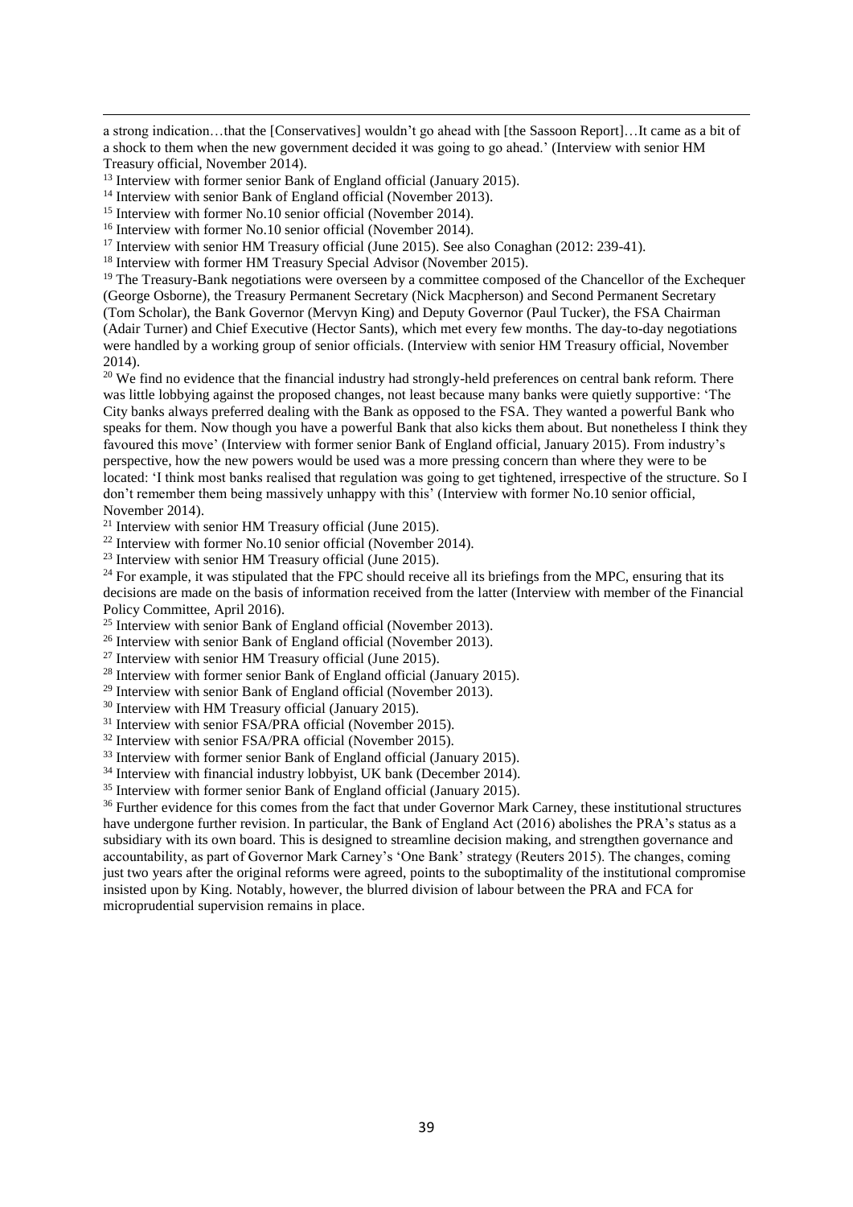a strong indication…that the [Conservatives] wouldn't go ahead with [the Sassoon Report]…It came as a bit of a shock to them when the new government decided it was going to go ahead.' (Interview with senior HM Treasury official, November 2014).

[13] Interview with former senior Bank of England official (January 2015).

[14] Interview with senior Bank of England official (November 2013).

[15] Interview with former No.10 senior official (November 2014).

[16] Interview with former No.10 senior official (November 2014).

[17] Interview with senior HM Treasury official (June 2015). See also Conaghan (2012: 239-41).

[18] Interview with former HM Treasury Special Advisor (November 2015).

[19] The Treasury-Bank negotiations were overseen by a committee composed of the Chancellor of the Exchequer (George Osborne), the Treasury Permanent Secretary (Nick Macpherson) and Second Permanent Secretary (Tom Scholar), the Bank Governor (Mervyn King) and Deputy Governor (Paul Tucker), the FSA Chairman (Adair Turner) and Chief Executive (Hector Sants), which met every few months. The day-to-day negotiations were handled by a working group of senior officials. (Interview with senior HM Treasury official, November 2014).

[20] We find no evidence that the financial industry had strongly-held preferences on central bank reform. There was little lobbying against the proposed changes, not least because many banks were quietly supportive: 'The City banks always preferred dealing with the Bank as opposed to the FSA. They wanted a powerful Bank who speaks for them. Now though you have a powerful Bank that also kicks them about. But nonetheless I think they favoured this move' (Interview with former senior Bank of England official, January 2015). From industry's perspective, how the new powers would be used was a more pressing concern than where they were to be located: 'I think most banks realised that regulation was going to get tightened, irrespective of the structure. So I don't remember them being massively unhappy with this' (Interview with former No.10 senior official, November 2014).

[21] Interview with senior HM Treasury official (June 2015).

[22] Interview with former No.10 senior official (November 2014).

[23] Interview with senior HM Treasury official (June 2015).

[24] For example, it was stipulated that the FPC should receive all its briefings from the MPC, ensuring that its decisions are made on the basis of information received from the latter (Interview with member of the Financial Policy Committee, April 2016).

[25] Interview with senior Bank of England official (November 2013).

[26] Interview with senior Bank of England official (November 2013).

[27] Interview with senior HM Treasury official (June 2015).

[28] Interview with former senior Bank of England official (January 2015).

[29] Interview with senior Bank of England official (November 2013).

[30] Interview with HM Treasury official (January 2015).

[31] Interview with senior FSA/PRA official (November 2015).

[32] Interview with senior FSA/PRA official (November 2015).

[33] Interview with former senior Bank of England official (January 2015).

[34] Interview with financial industry lobbyist, UK bank (December 2014).

[35] Interview with former senior Bank of England official (January 2015).

[36] Further evidence for this comes from the fact that under Governor Mark Carney, these institutional structures have undergone further revision. In particular, the Bank of England Act (2016) abolishes the PRA's status as a subsidiary with its own board. This is designed to streamline decision making, and strengthen governance and accountability, as part of Governor Mark Carney's 'One Bank' strategy (Reuters 2015). The changes, coming just two years after the original reforms were agreed, points to the suboptimality of the institutional compromise insisted upon by King. Notably, however, the blurred division of labour between the PRA and FCA for microprudential supervision remains in place.